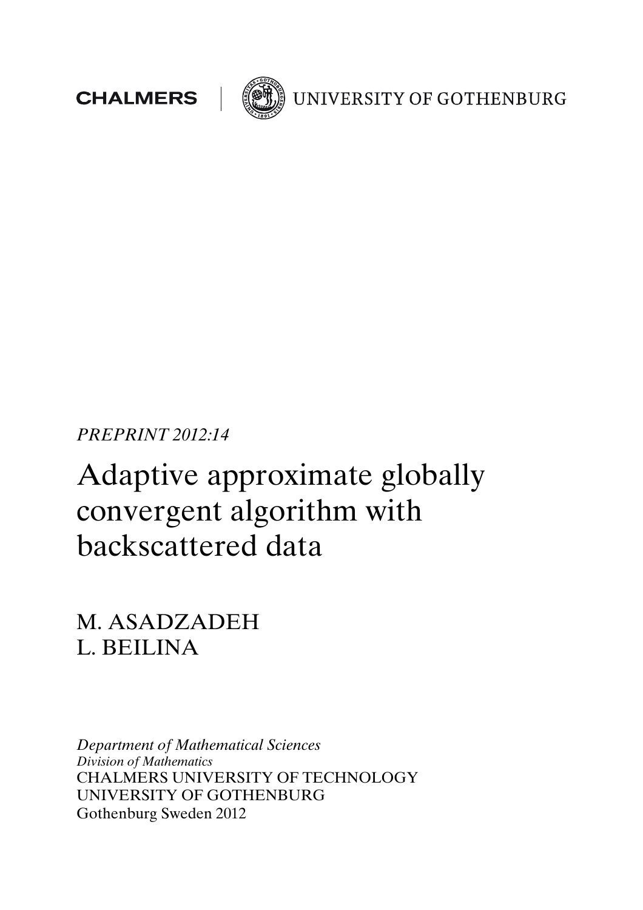CHALMERS | UNIVERSITY OF GOTHENBURG

*PREPRINT 2012:14*

# Adaptive approximate globally convergent algorithm with backscattered data

M. ASADZADEH
L. BEILINA

*Department of Mathematical Sciences*
*Division of Mathematics*
CHALMERS UNIVERSITY OF TECHNOLOGY
UNIVERSITY OF GOTHENBURG
Gothenburg Sweden 2012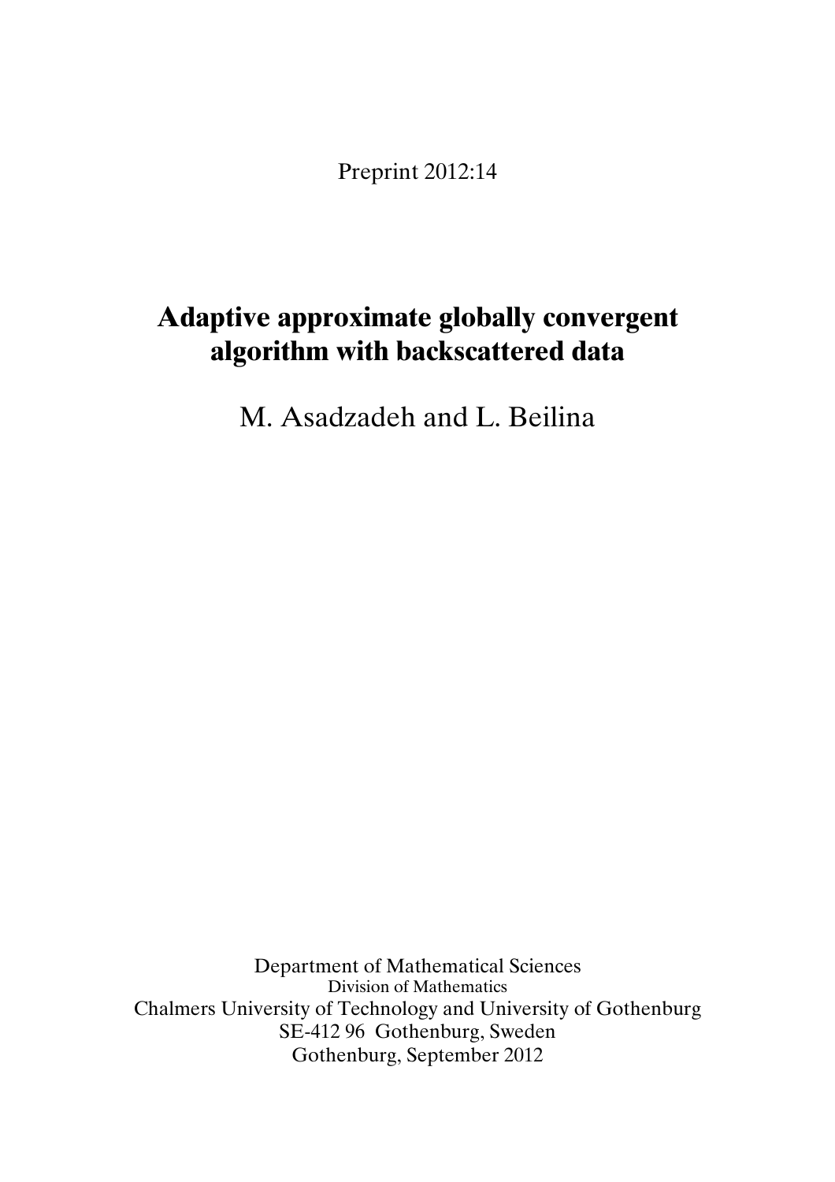Preprint 2012:14

# Adaptive approximate globally convergent algorithm with backscattered data

M. Asadzadeh and L. Beilina

Department of Mathematical Sciences  
Division of Mathematics  
Chalmers University of Technology and University of Gothenburg  
SE-412 96 Gothenburg, Sweden  
Gothenburg, September 2012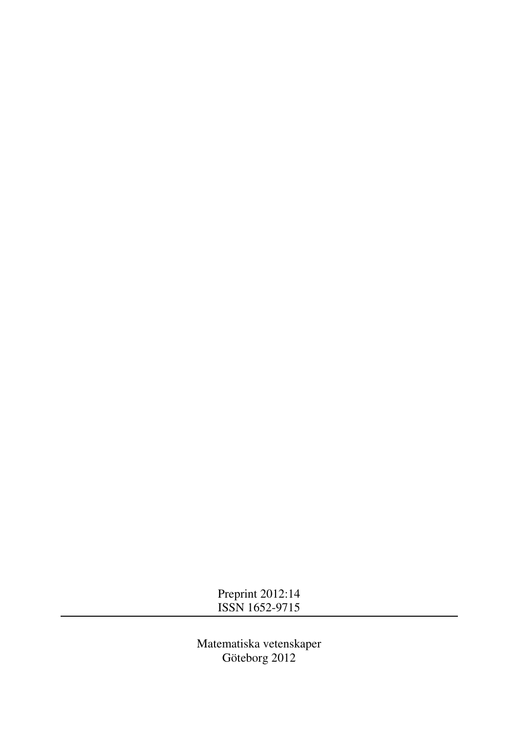Preprint 2012:14
ISSN 1652-9715

---

Matematiska vetenskaper
Göteborg 2012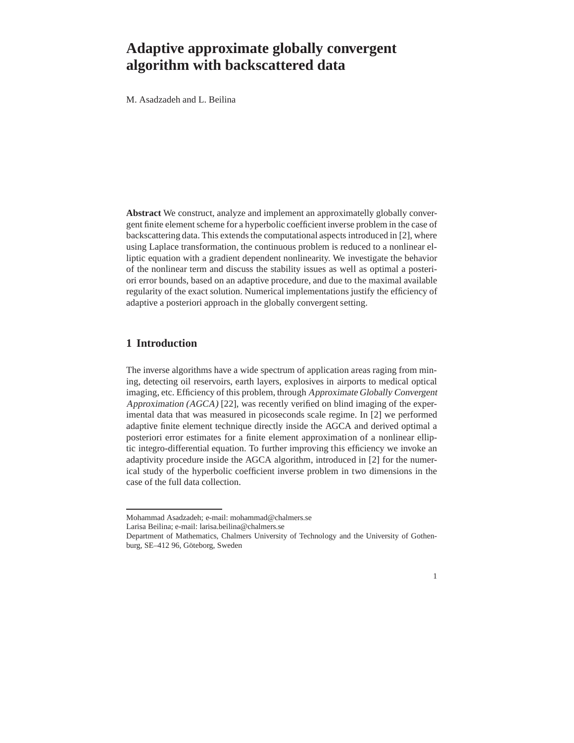# Adaptive approximate globally convergent algorithm with backscattered data

M. Asadzadeh and L. Beilina

**Abstract** We construct, analyze and implement an approximatelly globally convergent finite element scheme for a hyperbolic coefficient inverse problem in the case of backscattering data. This extends the computational aspects introduced in [2], where using Laplace transformation, the continuous problem is reduced to a nonlinear elliptic equation with a gradient dependent nonlinearity. We investigate the behavior of the nonlinear term and discuss the stability issues as well as optimal a posteriori error bounds, based on an adaptive procedure, and due to the maximal available regularity of the exact solution. Numerical implementations justify the efficiency of adaptive a posteriori approach in the globally convergent setting.

## 1 Introduction

The inverse algorithms have a wide spectrum of application areas raging from mining, detecting oil reservoirs, earth layers, explosives in airports to medical optical imaging, etc. Efficiency of this problem, through *Approximate Globally Convergent Approximation (AGCA)* [22], was recently verified on blind imaging of the experimental data that was measured in picoseconds scale regime. In [2] we performed adaptive finite element technique directly inside the AGCA and derived optimal a posteriori error estimates for a finite element approximation of a nonlinear elliptic integro-differential equation. To further improving this efficiency we invoke an adaptivity procedure inside the AGCA algorithm, introduced in [2] for the numerical study of the hyperbolic coefficient inverse problem in two dimensions in the case of the full data collection.

---

Mohammad Asadzadeh; e-mail: mohammad@chalmers.se
Larisa Beilina; e-mail: larisa.beilina@chalmers.se
Department of Mathematics, Chalmers University of Technology and the University of Gothenburg, SE–412 96, Göteborg, Sweden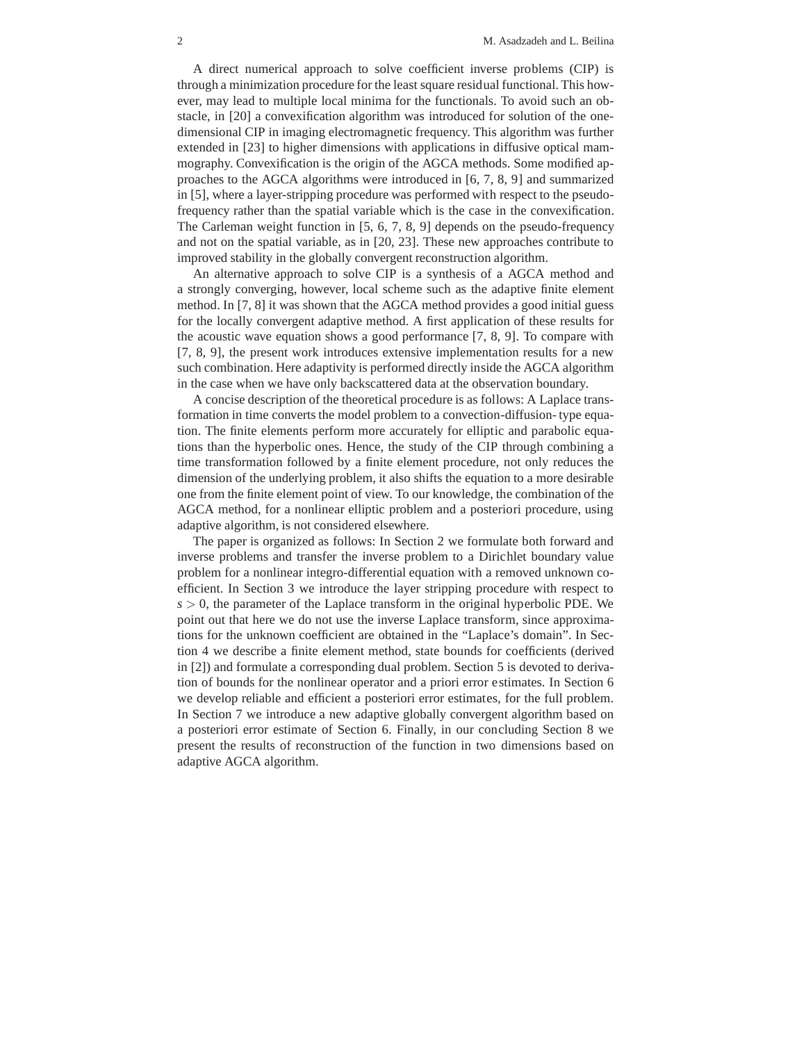A direct numerical approach to solve coefficient inverse problems (CIP) is through a minimization procedure for the least square residual functional. This however, may lead to multiple local minima for the functionals. To avoid such an obstacle, in [20] a convexification algorithm was introduced for solution of the one-dimensional CIP in imaging electromagnetic frequency. This algorithm was further extended in [23] to higher dimensions with applications in diffusive optical mammography. Convexification is the origin of the AGCA methods. Some modified approaches to the AGCA algorithms were introduced in [6, 7, 8, 9] and summarized in [5], where a layer-stripping procedure was performed with respect to the pseudo-frequency rather than the spatial variable which is the case in the convexification. The Carleman weight function in [5, 6, 7, 8, 9] depends on the pseudo-frequency and not on the spatial variable, as in [20, 23]. These new approaches contribute to improved stability in the globally convergent reconstruction algorithm.

An alternative approach to solve CIP is a synthesis of a AGCA method and a strongly converging, however, local scheme such as the adaptive finite element method. In [7, 8] it was shown that the AGCA method provides a good initial guess for the locally convergent adaptive method. A first application of these results for the acoustic wave equation shows a good performance [7, 8, 9]. To compare with [7, 8, 9], the present work introduces extensive implementation results for a new such combination. Here adaptivity is performed directly inside the AGCA algorithm in the case when we have only backscattered data at the observation boundary.

A concise description of the theoretical procedure is as follows: A Laplace transformation in time converts the model problem to a convection-diffusion- type equation. The finite elements perform more accurately for elliptic and parabolic equations than the hyperbolic ones. Hence, the study of the CIP through combining a time transformation followed by a finite element procedure, not only reduces the dimension of the underlying problem, it also shifts the equation to a more desirable one from the finite element point of view. To our knowledge, the combination of the AGCA method, for a nonlinear elliptic problem and a posteriori procedure, using adaptive algorithm, is not considered elsewhere.

The paper is organized as follows: In Section 2 we formulate both forward and inverse problems and transfer the inverse problem to a Dirichlet boundary value problem for a nonlinear integro-differential equation with a removed unknown coefficient. In Section 3 we introduce the layer stripping procedure with respect to $s > 0$, the parameter of the Laplace transform in the original hyperbolic PDE. We point out that here we do not use the inverse Laplace transform, since approximations for the unknown coefficient are obtained in the "Laplace's domain". In Section 4 we describe a finite element method, state bounds for coefficients (derived in [2]) and formulate a corresponding dual problem. Section 5 is devoted to derivation of bounds for the nonlinear operator and a priori error estimates. In Section 6 we develop reliable and efficient a posteriori error estimates, for the full problem. In Section 7 we introduce a new adaptive globally convergent algorithm based on a posteriori error estimate of Section 6. Finally, in our concluding Section 8 we present the results of reconstruction of the function in two dimensions based on adaptive AGCA algorithm.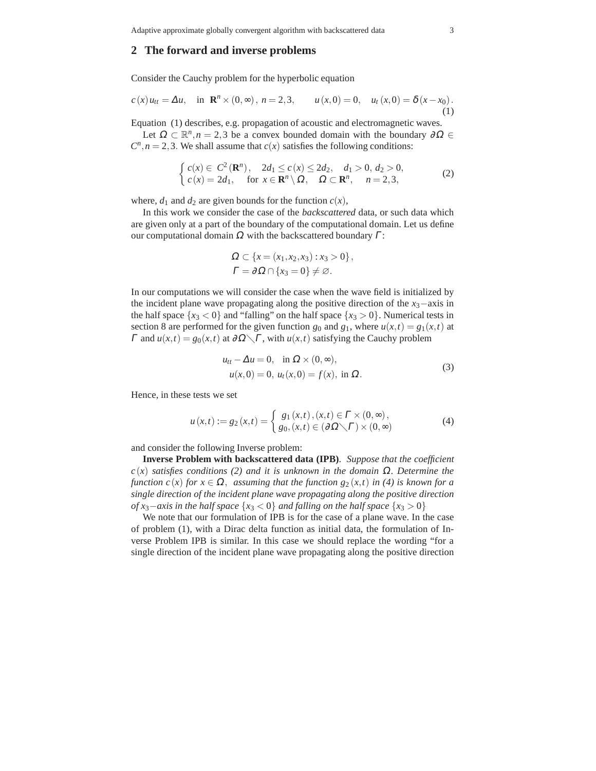## 2 The forward and inverse problems

Consider the Cauchy problem for the hyperbolic equation

$$c(x)u_{tt} = \Delta u, \quad \text{in } \mathbf{R}^n \times (0,\infty),\ n=2,3, \qquad u(x,0)=0, \quad u_t(x,0)=\delta(x-x_0). \tag{1}$$

Equation (1) describes, e.g. propagation of acoustic and electromagnetic waves.

Let $\Omega \subset \mathbb{R}^n, n=2,3$ be a convex bounded domain with the boundary $\partial\Omega \in C^n, n=2,3$. We shall assume that $c(x)$ satisfies the following conditions:

$$\begin{cases} c(x) \in C^2(\mathbf{R}^n), \quad 2d_1 \le c(x) \le 2d_2, \quad d_1>0,\ d_2>0, \\ c(x) = 2d_1, \quad \text{for } x \in \mathbf{R}^n \setminus \Omega, \quad \Omega \subset \mathbf{R}^n, \quad n=2,3, \end{cases} \tag{2}$$

where, $d_1$ and $d_2$ are given bounds for the function $c(x)$,

In this work we consider the case of the *backscattered* data, or such data which are given only at a part of the boundary of the computational domain. Let us define our computational domain $\Omega$ with the backscattered boundary $\Gamma$:

$$\Omega \subset \{x=(x_1,x_2,x_3) : x_3>0\},$$
$$\Gamma = \partial\Omega \cap \{x_3=0\} \neq \varnothing.$$

In our computations we will consider the case when the wave field is initialized by the incident plane wave propagating along the positive direction of the $x_3-$axis in the half space $\{x_3<0\}$ and "falling" on the half space $\{x_3>0\}$. Numerical tests in section 8 are performed for the given function $g_0$ and $g_1$, where $u(x,t)=g_1(x,t)$ at $\Gamma$ and $u(x,t)=g_0(x,t)$ at $\partial\Omega\diagdown\Gamma$, with $u(x,t)$ satisfying the Cauchy problem

$$\begin{aligned} u_{tt} - \Delta u = 0, \quad \text{in } \Omega \times (0,\infty), \\ u(x,0)=0,\ u_t(x,0)=f(x), \text{ in } \Omega. \end{aligned} \tag{3}$$

Hence, in these tests we set

$$u(x,t) := g_2(x,t) = \begin{cases} g_1(x,t), (x,t) \in \Gamma \times (0,\infty), \\ g_0, (x,t) \in (\partial\Omega\diagdown\Gamma) \times (0,\infty) \end{cases} \tag{4}$$

and consider the following Inverse problem:

**Inverse Problem with backscattered data (IPB)**. *Suppose that the coefficient $c(x)$ satisfies conditions (2) and it is unknown in the domain $\Omega$. Determine the function $c(x)$ for $x \in \Omega$, assuming that the function $g_2(x,t)$ in (4) is known for a single direction of the incident plane wave propagating along the positive direction of $x_3-$axis in the half space $\{x_3<0\}$ and falling on the half space $\{x_3>0\}$*

We note that our formulation of IPB is for the case of a plane wave. In the case of problem (1), with a Dirac delta function as initial data, the formulation of Inverse Problem IPB is similar. In this case we should replace the wording "for a single direction of the incident plane wave propagating along the positive direction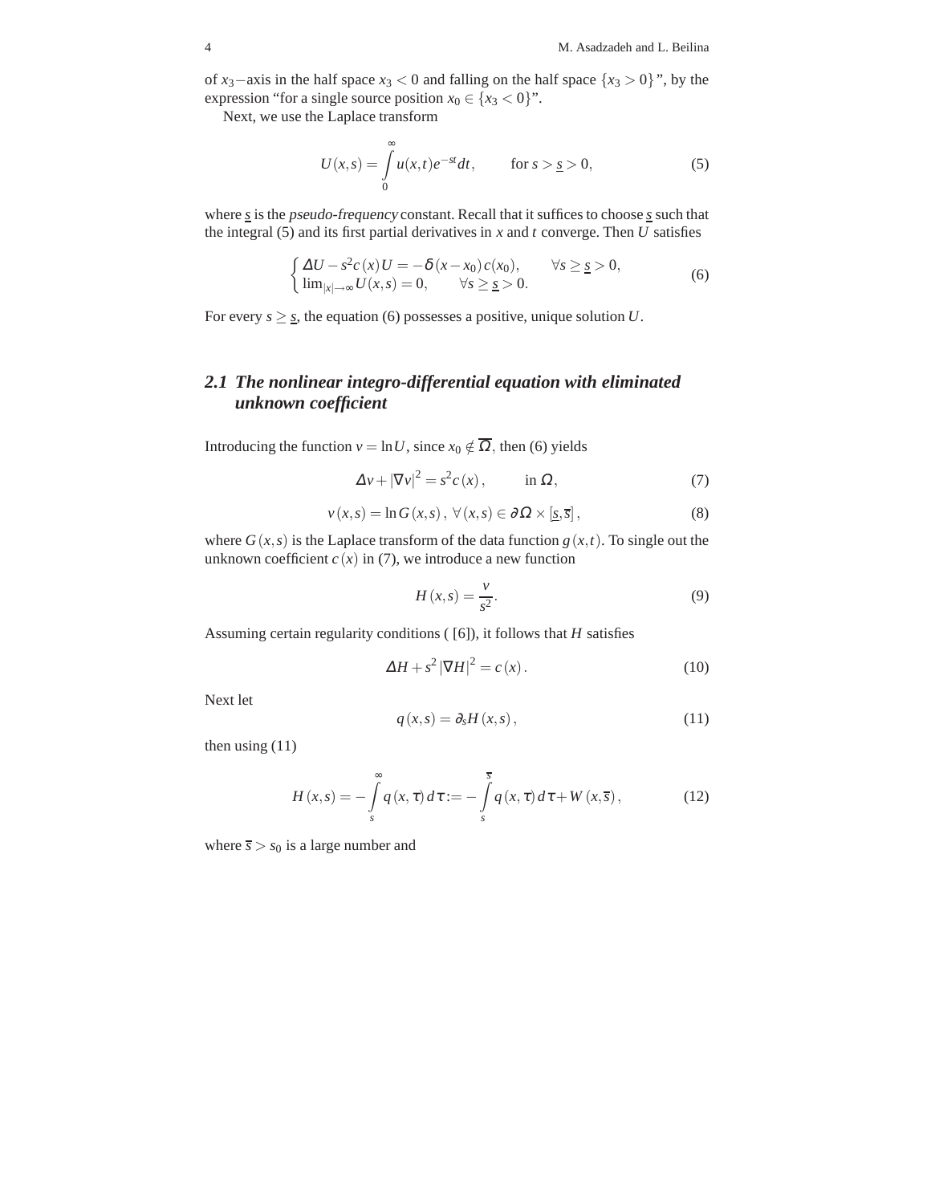of $x_3-$axis in the half space $x_3 < 0$ and falling on the half space $\{x_3 > 0\}$", by the expression "for a single source position $x_0 \in \{x_3 < 0\}$".

Next, we use the Laplace transform

$$U(x,s) = \int_0^\infty u(x,t)e^{-st}dt, \qquad \text{for } s > \underline{s} > 0, \tag{5}$$

where $\underline{s}$ is the *pseudo-frequency* constant. Recall that it suffices to choose $\underline{s}$ such that the integral (5) and its first partial derivatives in $x$ and $t$ converge. Then $U$ satisfies

$$\begin{cases} \Delta U - s^2 c(x) U = -\delta(x - x_0)\, c(x_0), & \forall s \geq \underline{s} > 0, \\ \lim_{|x|\to\infty} U(x,s) = 0, & \forall s \geq \underline{s} > 0. \end{cases} \tag{6}$$

For every $s \geq \underline{s}$, the equation (6) possesses a positive, unique solution $U$.

## 2.1 The nonlinear integro-differential equation with eliminated unknown coefficient

Introducing the function $v = \ln U$, since $x_0 \notin \overline{\Omega}$, then (6) yields

$$\Delta v + |\nabla v|^2 = s^2 c(x), \qquad \text{in } \Omega, \tag{7}$$

$$v(x,s) = \ln G(x,s), \; \forall (x,s) \in \partial\Omega \times [\underline{s}, \overline{s}], \tag{8}$$

where $G(x,s)$ is the Laplace transform of the data function $g(x,t)$. To single out the unknown coefficient $c(x)$ in (7), we introduce a new function

$$H(x,s) = \frac{v}{s^2}. \tag{9}$$

Assuming certain regularity conditions ( [6]), it follows that $H$ satisfies

$$\Delta H + s^2 |\nabla H|^2 = c(x). \tag{10}$$

Next let

$$q(x,s) = \partial_s H(x,s), \tag{11}$$

then using (11)

$$H(x,s) = -\int_s^\infty q(x,\tau)\, d\tau := -\int_s^{\overline{s}} q(x,\tau)\, d\tau + W(x, \overline{s}), \tag{12}$$

where $\overline{s} > s_0$ is a large number and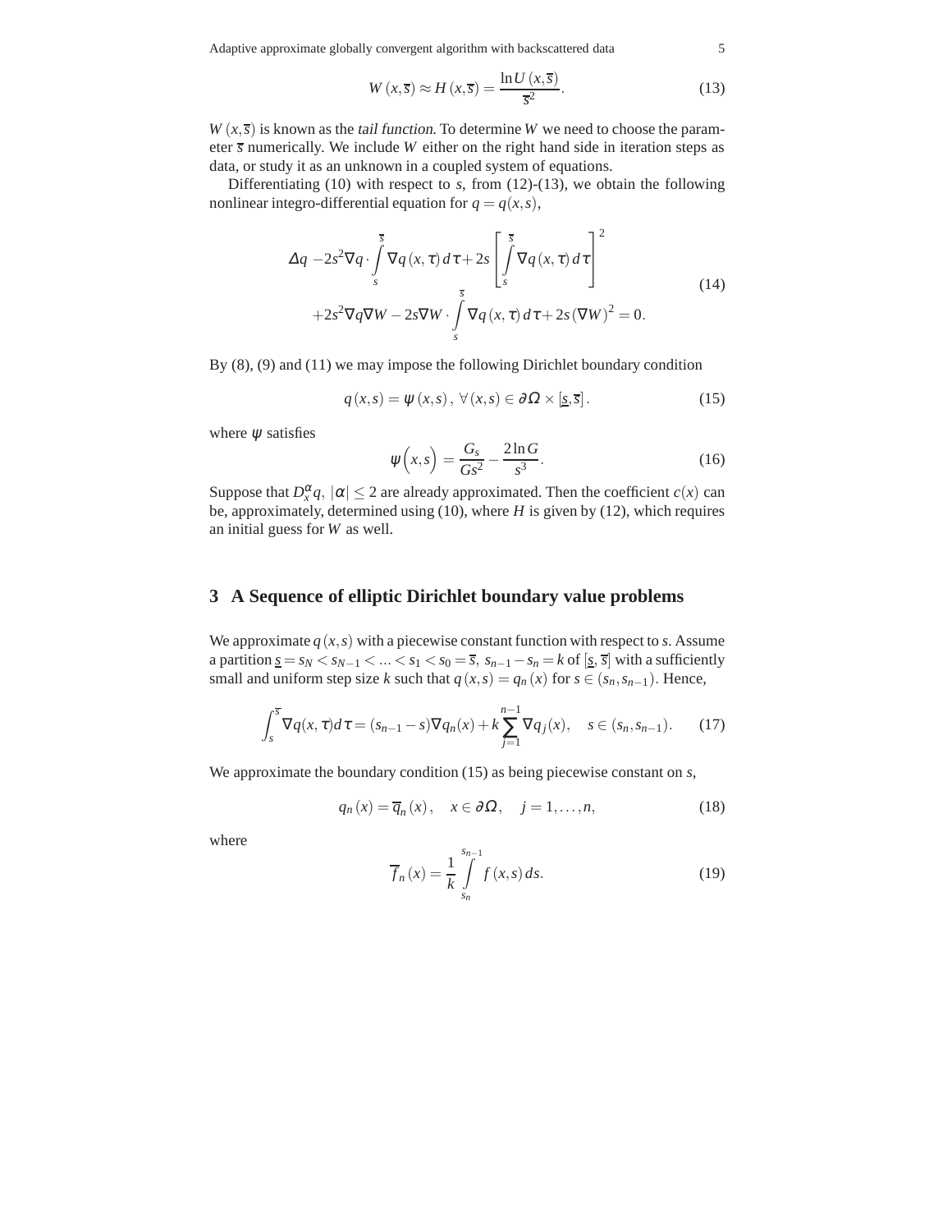$$W(x,\overline{s}) \approx H(x,\overline{s}) = \frac{\ln U(x,\overline{s})}{\overline{s}^2}. \tag{13}$$

$W(x,\overline{s})$ is known as the *tail function*. To determine $W$ we need to choose the parameter $\overline{s}$ numerically. We include $W$ either on the right hand side in iteration steps as data, or study it as an unknown in a coupled system of equations.

Differentiating (10) with respect to $s$, from (12)-(13), we obtain the following nonlinear integro-differential equation for $q = q(x,s)$,

$$\begin{aligned}
&\Delta q \; -2s^2 \nabla q \cdot \int_s^{\overline{s}} \nabla q(x,\tau)\,d\tau + 2s\left[\int_s^{\overline{s}} \nabla q(x,\tau)\,d\tau\right]^2 \\
&\qquad +2s^2 \nabla q \nabla W - 2s \nabla W \cdot \int_s^{\overline{s}} \nabla q(x,\tau)\,d\tau + 2s(\nabla W)^2 = 0.
\end{aligned} \tag{14}$$

By (8), (9) and (11) we may impose the following Dirichlet boundary condition

$$q(x,s) = \psi(x,s),\; \forall (x,s) \in \partial\Omega \times [\underline{s},\overline{s}]. \tag{15}$$

where $\psi$ satisfies

$$\psi\Big(x,s\Big) = \frac{G_s}{Gs^2} - \frac{2\ln G}{s^3}. \tag{16}$$

Suppose that $D_x^{\alpha} q$, $|\alpha| \le 2$ are already approximated. Then the coefficient $c(x)$ can be, approximately, determined using (10), where $H$ is given by (12), which requires an initial guess for $W$ as well.

## 3 A Sequence of elliptic Dirichlet boundary value problems

We approximate $q(x,s)$ with a piecewise constant function with respect to $s$. Assume a partition $\underline{s} = s_N < s_{N-1} < \ldots < s_1 < s_0 = \overline{s}$, $s_{n-1} - s_n = k$ of $[\underline{s},\overline{s}]$ with a sufficiently small and uniform step size $k$ such that $q(x,s) = q_n(x)$ for $s \in (s_n, s_{n-1})$. Hence,

$$\int_s^{\overline{s}} \nabla q(x,\tau)d\tau = (s_{n-1} - s)\nabla q_n(x) + k\sum_{j=1}^{n-1} \nabla q_j(x), \quad s \in (s_n, s_{n-1}). \tag{17}$$

We approximate the boundary condition (15) as being piecewise constant on $s$,

$$q_n(x) = \overline{q}_n(x), \quad x \in \partial\Omega, \quad j = 1,\ldots,n, \tag{18}$$

where

$$\overline{f}_n(x) = \frac{1}{k}\int_{s_n}^{s_{n-1}} f(x,s)\,ds. \tag{19}$$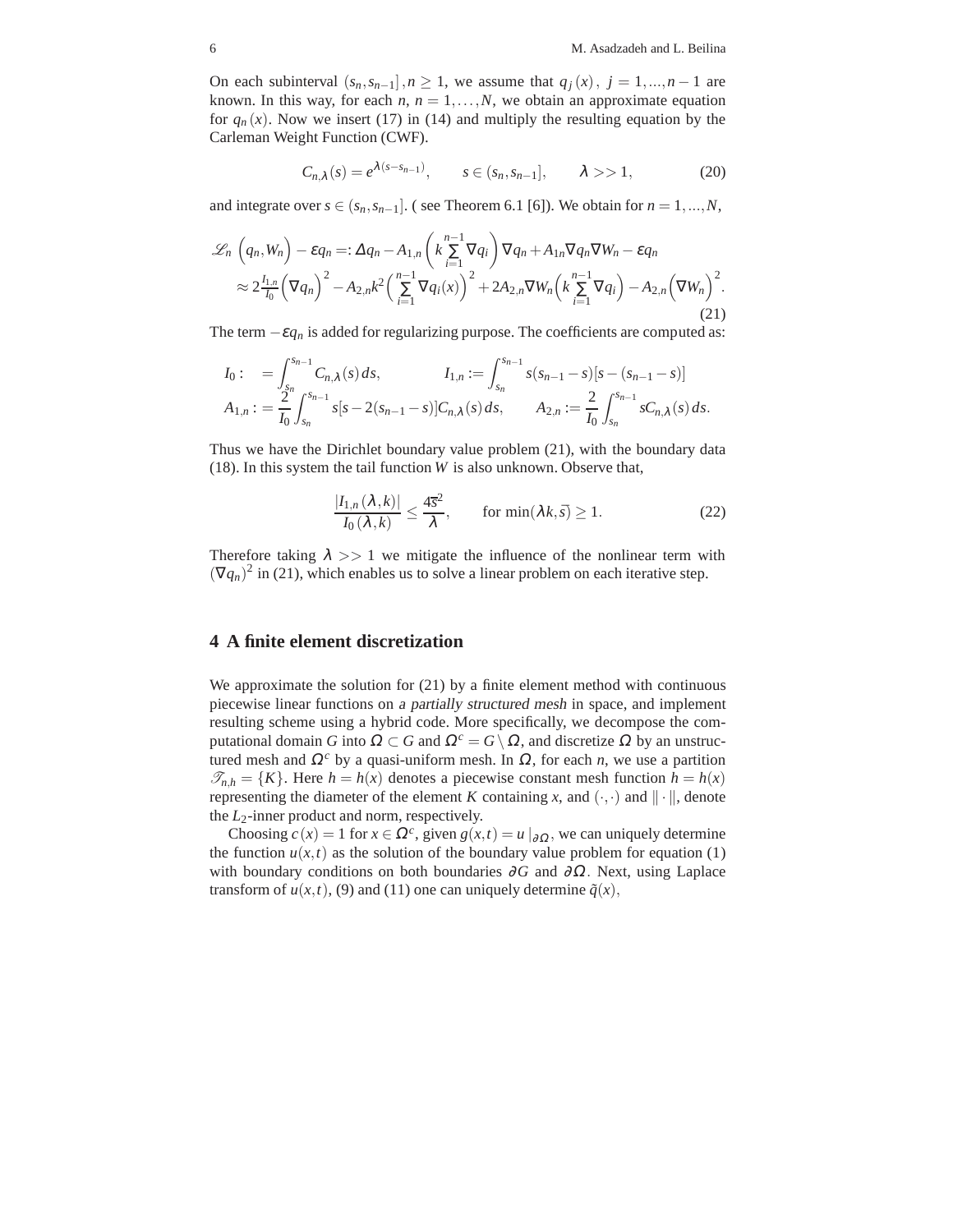On each subinterval $(s_n, s_{n-1}], n \geq 1$, we assume that $q_j(x),\ j = 1, ..., n-1$ are known. In this way, for each $n$, $n = 1, \ldots, N$, we obtain an approximate equation for $q_n(x)$. Now we insert (17) in (14) and multiply the resulting equation by the Carleman Weight Function (CWF).

$$C_{n,\lambda}(s) = e^{\lambda(s - s_{n-1})}, \qquad s \in (s_n, s_{n-1}], \qquad \lambda >> 1, \tag{20}$$

and integrate over $s \in (s_n, s_{n-1}]$. ( see Theorem 6.1 [6]). We obtain for $n = 1, ..., N$,

$$\begin{aligned}
\mathscr{L}_n\left(q_n, W_n\right) - \varepsilon q_n =: \Delta q_n - A_{1,n}\left(k\sum_{i=1}^{n-1}\nabla q_i\right)\nabla q_n + A_{1n}\nabla q_n \nabla W_n - \varepsilon q_n \\
\approx 2\frac{I_{1,n}}{I_0}\left(\nabla q_n\right)^2 - A_{2,n}k^2\left(\sum_{i=1}^{n-1}\nabla q_i(x)\right)^2 + 2A_{2,n}\nabla W_n\left(k\sum_{i=1}^{n-1}\nabla q_i\right) - A_{2,n}\left(\nabla W_n\right)^2.
\end{aligned} \tag{21}$$

The term $-\varepsilon q_n$ is added for regularizing purpose. The coefficients are computed as:

$$\begin{aligned}
I_0 : &= \int_{s_n}^{s_{n-1}} C_{n,\lambda}(s)\, ds, \qquad & I_{1,n} &:= \int_{s_n}^{s_{n-1}} s(s_{n-1} - s)[s - (s_{n-1} - s)] \\
A_{1,n} : &= \frac{2}{I_0}\int_{s_n}^{s_{n-1}} s[s - 2(s_{n-1} - s)]C_{n,\lambda}(s)\, ds, \qquad & A_{2,n} &:= \frac{2}{I_0}\int_{s_n}^{s_{n-1}} sC_{n,\lambda}(s)\, ds.
\end{aligned}$$

Thus we have the Dirichlet boundary value problem (21), with the boundary data (18). In this system the tail function $W$ is also unknown. Observe that,

$$\frac{|I_{1,n}(\lambda, k)|}{I_0(\lambda, k)} \leq \frac{4\bar{s}^2}{\lambda}, \qquad \text{for } \min(\lambda k, \bar{s}) \geq 1. \tag{22}$$

Therefore taking $\lambda >> 1$ we mitigate the influence of the nonlinear term with $(\nabla q_n)^2$ in (21), which enables us to solve a linear problem on each iterative step.

## 4 A finite element discretization

We approximate the solution for (21) by a finite element method with continuous piecewise linear functions on *a partially structured mesh* in space, and implement resulting scheme using a hybrid code. More specifically, we decompose the computational domain $G$ into $\Omega \subset G$ and $\Omega^c = G \setminus \Omega$, and discretize $\Omega$ by an unstructured mesh and $\Omega^c$ by a quasi-uniform mesh. In $\Omega$, for each $n$, we use a partition $\mathscr{T}_{n,h} = \{K\}$. Here $h = h(x)$ denotes a piecewise constant mesh function $h = h(x)$ representing the diameter of the element $K$ containing $x$, and $(\cdot,\cdot)$ and $\|\cdot\|$, denote the $L_2$-inner product and norm, respectively.

Choosing $c(x) = 1$ for $x \in \Omega^c$, given $g(x,t) = u\mid_{\partial\Omega}$, we can uniquely determine the function $u(x,t)$ as the solution of the boundary value problem for equation (1) with boundary conditions on both boundaries $\partial G$ and $\partial\Omega$. Next, using Laplace transform of $u(x,t)$, (9) and (11) one can uniquely determine $\tilde{q}(x)$,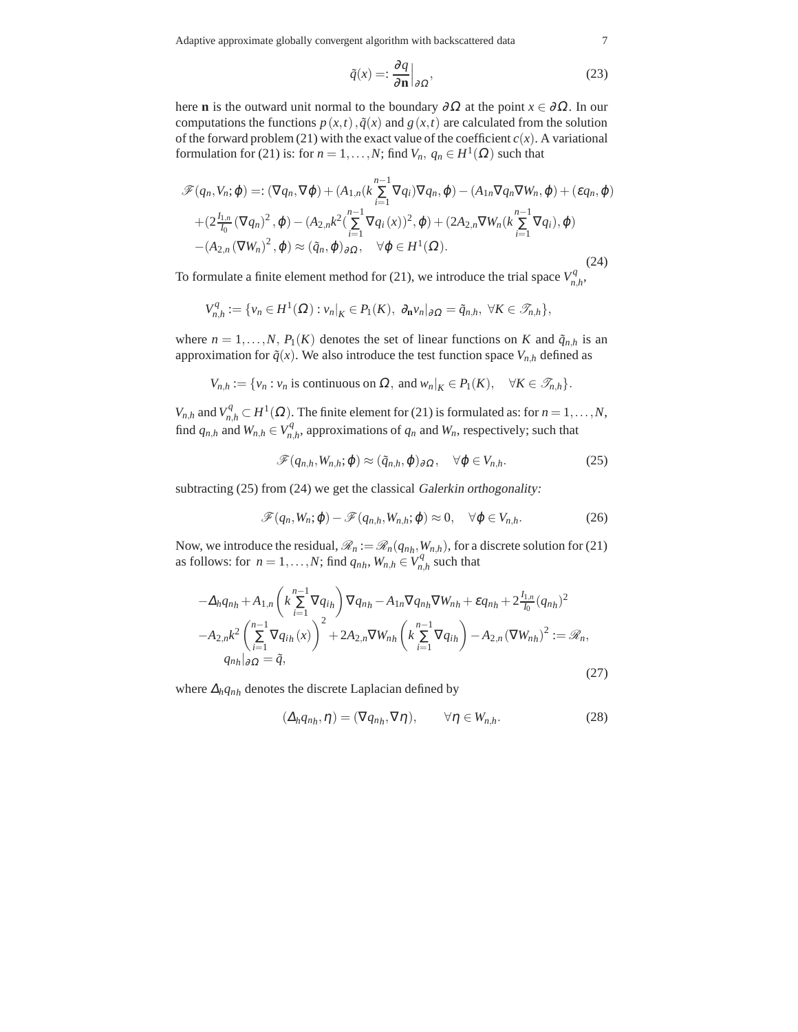$$\tilde{q}(x) =: \frac{\partial q}{\partial \mathbf{n}}\Big|_{\partial \Omega}, \tag{23}$$

here $\mathbf{n}$ is the outward unit normal to the boundary $\partial\Omega$ at the point $x \in \partial\Omega$. In our computations the functions $p(x,t)$, $\tilde{q}(x)$ and $g(x,t)$ are calculated from the solution of the forward problem (21) with the exact value of the coefficient $c(x)$. A variational formulation for (21) is: for $n = 1,\ldots,N$; find $V_n$, $q_n \in H^1(\Omega)$ such that

$$\begin{aligned}
\mathscr{F}(q_n, V_n; \varphi) =: &(\nabla q_n, \nabla\varphi) + (A_{1,n}(k\sum_{i=1}^{n-1}\nabla q_i)\nabla q_n, \varphi) - (A_{1n}\nabla q_n \nabla W_n, \varphi) + (\varepsilon q_n, \varphi) \\
&+ (2\tfrac{I_{1,n}}{I_0}(\nabla q_n)^2, \varphi) - (A_{2,n}k^2(\sum_{i=1}^{n-1}\nabla q_i(x))^2, \varphi) + (2A_{2,n}\nabla W_n(k\sum_{i=1}^{n-1}\nabla q_i), \varphi) \\
&- (A_{2,n}(\nabla W_n)^2, \varphi) \approx (\tilde{q}_n, \varphi)_{\partial\Omega}, \quad \forall \varphi \in H^1(\Omega).
\end{aligned} \tag{24}$$

To formulate a finite element method for (21), we introduce the trial space $V^q_{n,h}$,

$$V^q_{n,h} := \{v_n \in H^1(\Omega) : v_n|_K \in P_1(K),\ \partial_{\mathbf{n}} v_n|_{\partial\Omega} = \tilde{q}_{n,h},\ \forall K \in \mathscr{T}_{n,h}\},$$

where $n = 1,\ldots,N$, $P_1(K)$ denotes the set of linear functions on $K$ and $\tilde{q}_{n,h}$ is an approximation for $\tilde{q}(x)$. We also introduce the test function space $V_{n,h}$ defined as

$$V_{n,h} := \{v_n : v_n \text{ is continuous on } \Omega, \text{ and } w_n|_K \in P_1(K), \quad \forall K \in \mathscr{T}_{n,h}\}.$$

$V_{n,h}$ and $V^q_{n,h} \subset H^1(\Omega)$. The finite element for (21) is formulated as: for $n = 1,\ldots,N$, find $q_{n,h}$ and $W_{n,h} \in V^q_{n,h}$, approximations of $q_n$ and $W_n$, respectively; such that

$$\mathscr{F}(q_{n,h}, W_{n,h}; \varphi) \approx (\tilde{q}_{n,h}, \varphi)_{\partial\Omega}, \quad \forall \varphi \in V_{n,h}. \tag{25}$$

subtracting (25) from (24) we get the classical *Galerkin orthogonality:*

$$\mathscr{F}(q_n, W_n; \varphi) - \mathscr{F}(q_{n,h}, W_{n,h}; \varphi) \approx 0, \quad \forall \varphi \in V_{n,h}. \tag{26}$$

Now, we introduce the residual, $\mathscr{R}_n := \mathscr{R}_n(q_{nh}, W_{n,h})$, for a discrete solution for (21) as follows: for $n = 1,\ldots,N$; find $q_{nh}$, $W_{n,h} \in V^q_{n,h}$ such that

$$\begin{aligned}
&-\Delta_h q_{nh} + A_{1,n}\left(k\sum_{i=1}^{n-1}\nabla q_{ih}\right)\nabla q_{nh} - A_{1n}\nabla q_{nh}\nabla W_{nh} + \varepsilon q_{nh} + 2\tfrac{I_{1,n}}{I_0}(q_{nh})^2 \\
&-A_{2,n}k^2\left(\sum_{i=1}^{n-1}\nabla q_{ih}(x)\right)^2 + 2A_{2,n}\nabla W_{nh}\left(k\sum_{i=1}^{n-1}\nabla q_{ih}\right) - A_{2,n}(\nabla W_{nh})^2 := \mathscr{R}_n, \\
&\quad q_{nh}|_{\partial\Omega} = \tilde{q},
\end{aligned} \tag{27}$$

where $\Delta_h q_{nh}$ denotes the discrete Laplacian defined by

$$(\Delta_h q_{nh}, \eta) = (\nabla q_{nh}, \nabla\eta), \qquad \forall \eta \in W_{n,h}. \tag{28}$$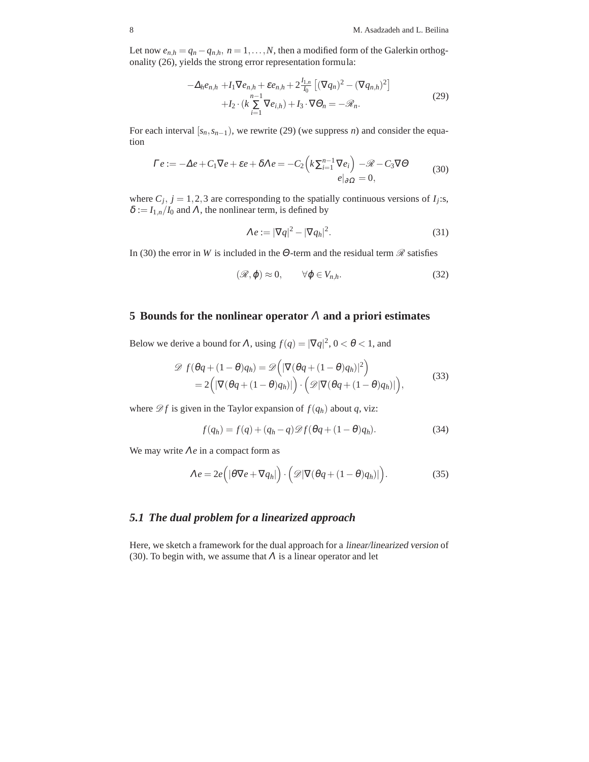Let now $e_{n,h} = q_n - q_{n,h},\ n = 1,\dots,N$, then a modified form of the Galerkin orthogonality (26), yields the strong error representation formula:

$$
\begin{aligned}
-\Delta_h e_{n,h} \ &+ I_1 \nabla e_{n,h} + \varepsilon e_{n,h} + 2\frac{I_{1,n}}{I_0}\left[(\nabla q_n)^2 - (\nabla q_{n,h})^2\right] \\
&+ I_2 \cdot (k \sum_{i=1}^{n-1} \nabla e_{i,h}) + I_3 \cdot \nabla \Theta_n = -\mathscr{R}_n.
\end{aligned} \tag{29}
$$

For each interval $[s_n, s_{n-1})$, we rewrite (29) (we suppress $n$) and consider the equation

$$
\begin{aligned}
\Gamma e := -\Delta e + C_1 \nabla e + \varepsilon e + \delta \Lambda e = -C_2 \Big(k \textstyle\sum_{i=1}^{n-1} \nabla e_i\Big) \ &- \mathscr{R} - C_3 \nabla \Theta \\
e|_{\partial \Omega} &= 0,
\end{aligned} \tag{30}
$$

where $C_j,\ j = 1,2,3$ are corresponding to the spatially continuous versions of $I_j$:s, $\delta := I_{1,n}/I_0$ and $\Lambda$, the nonlinear term, is defined by

$$
\Lambda e := |\nabla q|^2 - |\nabla q_h|^2. \tag{31}
$$

In (30) the error in $W$ is included in the $\Theta$-term and the residual term $\mathscr{R}$ satisfies

$$
(\mathscr{R}, \varphi) \approx 0, \qquad \forall \varphi \in V_{n,h}. \tag{32}
$$

## 5 Bounds for the nonlinear operator $\Lambda$ and a priori estimates

Below we derive a bound for $\Lambda$, using $f(q) = |\nabla q|^2$, $0 < \theta < 1$, and

$$
\begin{aligned}
\mathscr{D}\ f(\theta q + (1-\theta) q_h) &= \mathscr{D}\Big(|\nabla(\theta q + (1-\theta) q_h)|^2\Big) \\
&= 2\Big(|\nabla(\theta q + (1-\theta) q_h)|\Big) \cdot \Big(\mathscr{D}|\nabla(\theta q + (1-\theta) q_h)|\Big),
\end{aligned} \tag{33}
$$

where $\mathscr{D} f$ is given in the Taylor expansion of $f(q_h)$ about $q$, viz:

$$
f(q_h) = f(q) + (q_h - q)\mathscr{D} f(\theta q + (1-\theta) q_h). \tag{34}
$$

We may write $\Lambda e$ in a compact form as

$$
\Lambda e = 2e\Big(|\theta \nabla e + \nabla q_h|\Big) \cdot \Big(\mathscr{D}|\nabla(\theta q + (1-\theta) q_h)|\Big). \tag{35}
$$

### 5.1 *The dual problem for a linearized approach*

Here, we sketch a framework for the dual approach for a *linear/linearized version* of (30). To begin with, we assume that $\Lambda$ is a linear operator and let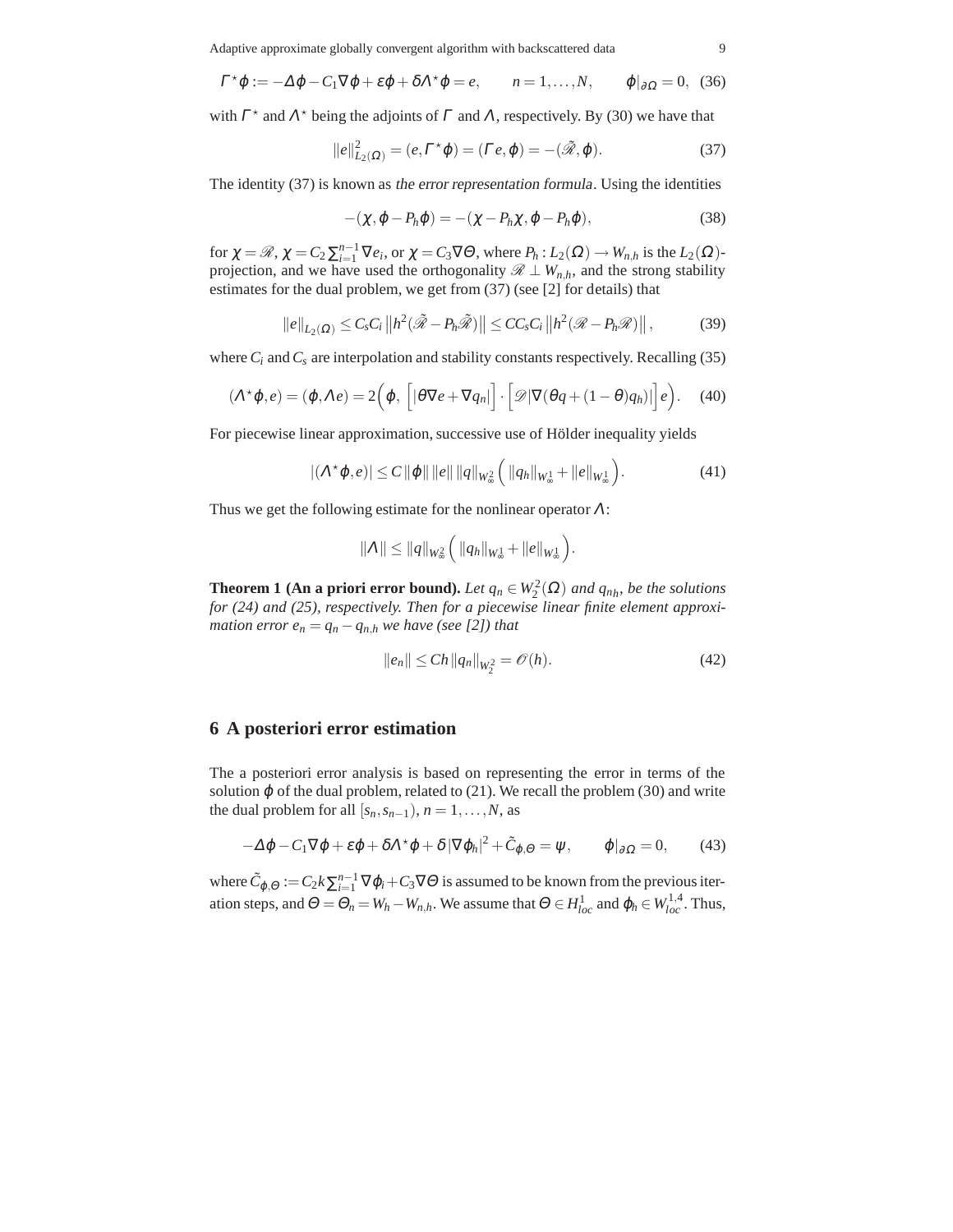$$\Gamma^\star \varphi := -\Delta\varphi - C_1\nabla\varphi + \varepsilon\varphi + \delta\Lambda^\star\varphi = e, \qquad n = 1,\dots,N, \qquad \varphi|_{\partial\Omega} = 0, \quad (36)$$

with $\Gamma^\star$ and $\Lambda^\star$ being the adjoints of $\Gamma$ and $\Lambda$, respectively. By (30) we have that

$$\|e\|^2_{L_2(\Omega)} = (e, \Gamma^\star\varphi) = (\Gamma e, \varphi) = -(\tilde{\mathscr{R}}, \varphi). \qquad (37)$$

The identity (37) is known as *the error representation formula*. Using the identities

$$-(\chi, \varphi - P_h\varphi) = -(\chi - P_h\chi, \varphi - P_h\varphi), \qquad (38)$$

for $\chi = \mathscr{R}$, $\chi = C_2\sum_{i=1}^{n-1}\nabla e_i$, or $\chi = C_3\nabla\Theta$, where $P_h : L_2(\Omega) \to W_{n,h}$ is the $L_2(\Omega)$-projection, and we have used the orthogonality $\mathscr{R} \perp W_{n,h}$, and the strong stability estimates for the dual problem, we get from (37) (see [2] for details) that

$$\|e\|_{L_2(\Omega)} \le C_s C_i \left\| h^2(\tilde{\mathscr{R}} - P_h\tilde{\mathscr{R}}) \right\| \le C C_s C_i \left\| h^2(\mathscr{R} - P_h\mathscr{R}) \right\|, \qquad (39)$$

where $C_i$ and $C_s$ are interpolation and stability constants respectively. Recalling (35)

$$(\Lambda^\star\varphi, e) = (\varphi, \Lambda e) = 2\Big(\varphi,\ \Big[|\theta\nabla e + \nabla q_n|\Big] \cdot \Big[\mathscr{D}|\nabla(\theta q + (1-\theta)q_h)|\Big] e\Big). \qquad (40)$$

For piecewise linear approximation, successive use of Hölder inequality yields

$$|(\Lambda^\star\varphi, e)| \le C\,\|\varphi\|\,\|e\|\,\|q\|_{W^2_\infty}\Big(\|q_h\|_{W^1_\infty} + \|e\|_{W^1_\infty}\Big). \qquad (41)$$

Thus we get the following estimate for the nonlinear operator $\Lambda$:

$$\|\Lambda\| \le \|q\|_{W^2_\infty}\Big(\|q_h\|_{W^1_\infty} + \|e\|_{W^1_\infty}\Big).$$

**Theorem 1 (An a priori error bound).** *Let $q_n \in W^2_2(\Omega)$ and $q_{nh}$, be the solutions for (24) and (25), respectively. Then for a piecewise linear finite element approximation error $e_n = q_n - q_{n,h}$ we have (see [2]) that*

$$\|e_n\| \le Ch\|q_n\|_{W^2_2} = \mathscr{O}(h). \qquad (42)$$

## 6 A posteriori error estimation

The a posteriori error analysis is based on representing the error in terms of the solution $\varphi$ of the dual problem, related to (21). We recall the problem (30) and write the dual problem for all $[s_n, s_{n-1})$, $n = 1,\dots,N$, as

$$-\Delta\varphi - C_1\nabla\varphi + \varepsilon\varphi + \delta\Lambda^\star\varphi + \delta\,|\nabla\varphi_h|^2 + \tilde{C}_{\varphi,\Theta} = \psi, \qquad \varphi|_{\partial\Omega} = 0, \qquad (43)$$

where $\tilde{C}_{\varphi,\Theta} := C_2 k\sum_{i=1}^{n-1}\nabla\varphi_i + C_3\nabla\Theta$ is assumed to be known from the previous iteration steps, and $\Theta = \Theta_n = W_h - W_{n,h}$. We assume that $\Theta \in H^1_{loc}$ and $\varphi_h \in W^{1,4}_{loc}$. Thus,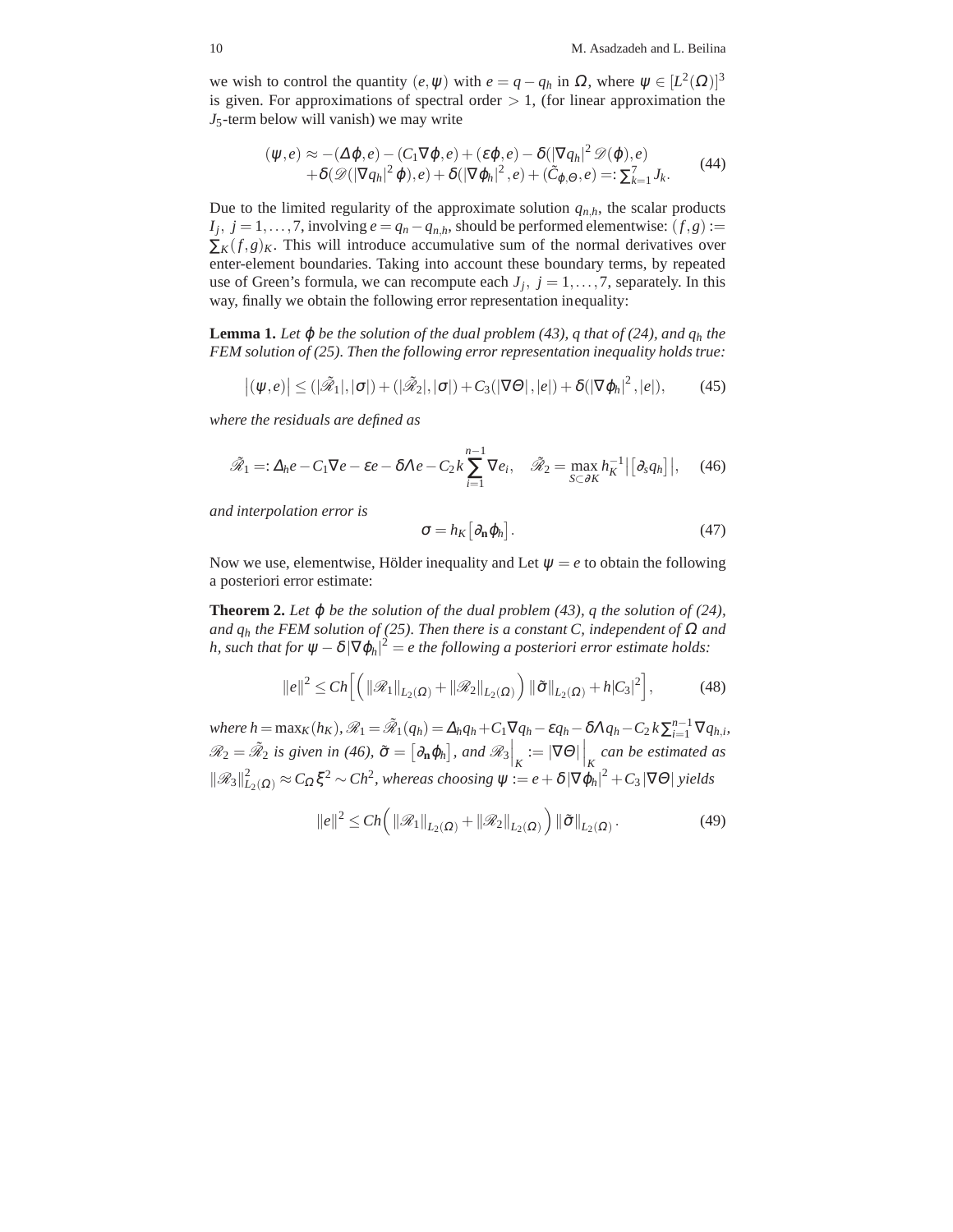we wish to control the quantity $(e,\psi)$ with $e = q - q_h$ in $\Omega$, where $\psi \in [L^2(\Omega)]^3$ is given. For approximations of spectral order $> 1$, (for linear approximation the $J_5$-term below will vanish) we may write

$$
\begin{aligned}
(\psi, e) \approx &-(\Delta\varphi, e) - (C_1\nabla\varphi, e) + (\varepsilon\varphi, e) - \delta(|\nabla q_h|^2\mathscr{D}(\varphi), e) \\
&+\delta(\mathscr{D}(|\nabla q_h|^2\varphi), e) + \delta(|\nabla\varphi_h|^2, e) + (\tilde{C}_{\varphi,\Theta}, e) =: \textstyle\sum_{k=1}^{7} J_k.
\end{aligned}
\tag{44}
$$

Due to the limited regularity of the approximate solution $q_{n,h}$, the scalar products $I_j,\ j = 1,\ldots,7$, involving $e = q_n - q_{n,h}$, should be performed elementwise: $(f,g) := \sum_K (f,g)_K$. This will introduce accumulative sum of the normal derivatives over enter-element boundaries. Taking into account these boundary terms, by repeated use of Green's formula, we can recompute each $J_j,\ j = 1,\ldots,7$, separately. In this way, finally we obtain the following error representation inequality:

**Lemma 1.** *Let $\varphi$ be the solution of the dual problem (43), $q$ that of (24), and $q_h$ the FEM solution of (25). Then the following error representation inequality holds true:*

$$
\big|(\psi, e)\big| \le (|\tilde{\mathscr{R}}_1|, |\sigma|) + (|\tilde{\mathscr{R}}_2|, |\sigma|) + C_3(|\nabla\Theta|, |e|) + \delta(|\nabla\varphi_h|^2, |e|),
\tag{45}
$$

*where the residuals are defined as*

$$
\tilde{\mathscr{R}}_1 =: \Delta_h e - C_1\nabla e - \varepsilon e - \delta\Lambda e - C_2 k\sum_{i=1}^{n-1}\nabla e_i, \quad \tilde{\mathscr{R}}_2 = \max_{S\subset\partial K} h_K^{-1}\big|\big[\partial_s q_h\big]\big|,
\tag{46}
$$

*and interpolation error is*

$$
\sigma = h_K\big[\partial_{\mathbf{n}}\varphi_h\big].
\tag{47}
$$

Now we use, elementwise, Hölder inequality and Let $\psi = e$ to obtain the following a posteriori error estimate:

**Theorem 2.** *Let $\varphi$ be the solution of the dual problem (43), $q$ the solution of (24), and $q_h$ the FEM solution of (25). Then there is a constant $C$, independent of $\Omega$ and $h$, such that for $\psi - \delta|\nabla\varphi_h|^2 = e$ the following a posteriori error estimate holds:*

$$
\|e\|^2 \le Ch\Big[\Big(\|\mathscr{R}_1\|_{L_2(\Omega)} + \|\mathscr{R}_2\|_{L_2(\Omega)}\Big)\|\tilde{\sigma}\|_{L_2(\Omega)} + h|C_3|^2\Big],
\tag{48}
$$

*where $h = \max_K(h_K)$, $\mathscr{R}_1 = \tilde{\mathscr{R}}_1(q_h) = \Delta_h q_h + C_1\nabla q_h - \varepsilon q_h - \delta\Lambda q_h - C_2 k\sum_{i=1}^{n-1}\nabla q_{h,i}$, $\mathscr{R}_2 = \tilde{\mathscr{R}}_2$ is given in (46), $\tilde{\sigma} = \big[\partial_{\mathbf{n}}\varphi_h\big]$, and $\mathscr{R}_3\Big|_K := |\nabla\Theta|\Big|_K$ can be estimated as $\|\mathscr{R}_3\|^2_{L_2(\Omega)} \approx C_\Omega\xi^2 \sim Ch^2$, whereas choosing $\psi := e + \delta|\nabla\varphi_h|^2 + C_3|\nabla\Theta|$ yields*

$$
\|e\|^2 \le Ch\Big(\|\mathscr{R}_1\|_{L_2(\Omega)} + \|\mathscr{R}_2\|_{L_2(\Omega)}\Big)\|\tilde{\sigma}\|_{L_2(\Omega)}.
\tag{49}
$$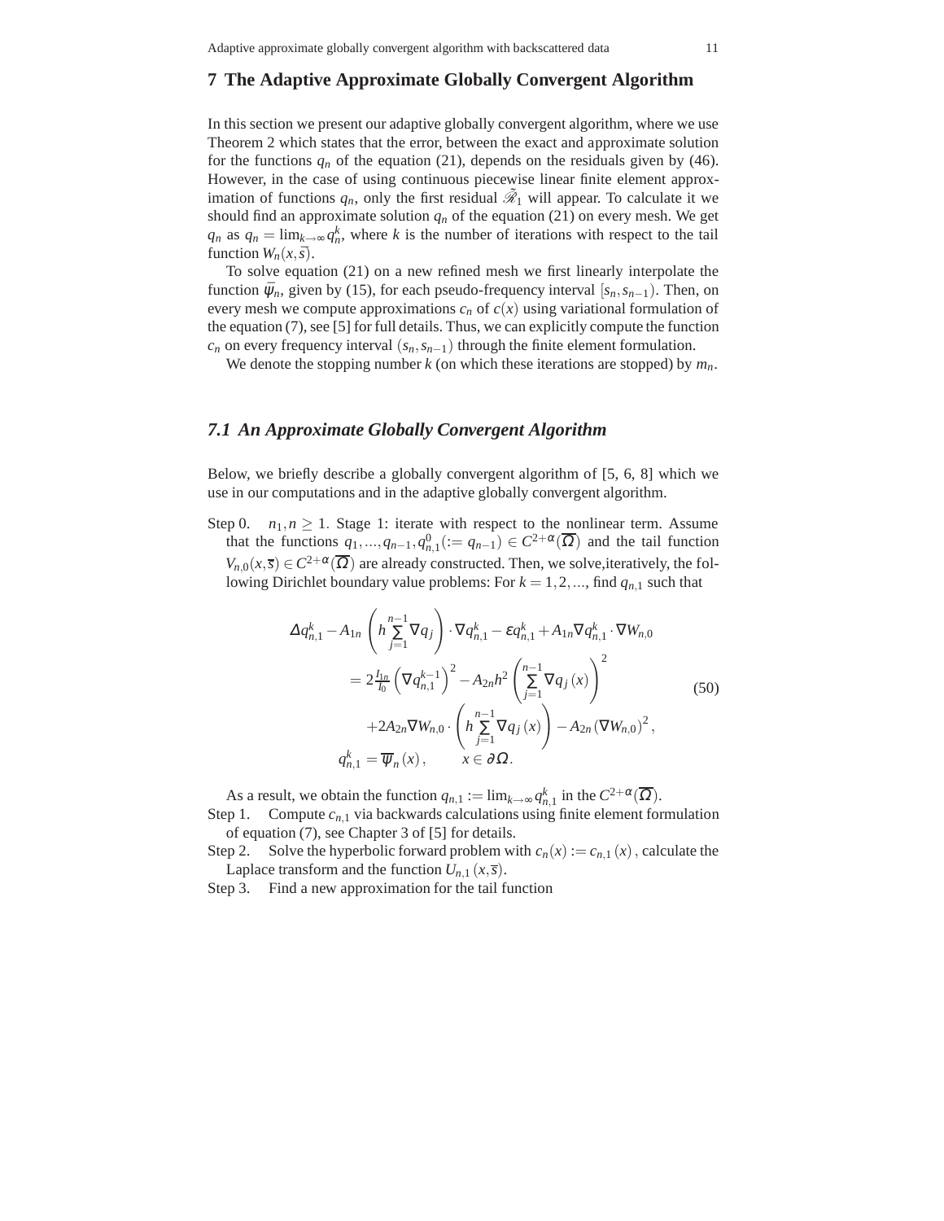## 7 The Adaptive Approximate Globally Convergent Algorithm

In this section we present our adaptive globally convergent algorithm, where we use Theorem 2 which states that the error, between the exact and approximate solution for the functions $q_n$ of the equation (21), depends on the residuals given by (46). However, in the case of using continuous piecewise linear finite element approximation of functions $q_n$, only the first residual $\tilde{\mathscr{R}}_1$ will appear. To calculate it we should find an approximate solution $q_n$ of the equation (21) on every mesh. We get $q_n$ as $q_n = \lim_{k\to\infty} q_n^k$, where $k$ is the number of iterations with respect to the tail function $W_n(x,\bar{s})$.

To solve equation (21) on a new refined mesh we first linearly interpolate the function $\bar{\psi}_n$, given by (15), for each pseudo-frequency interval $[s_n, s_{n-1})$. Then, on every mesh we compute approximations $c_n$ of $c(x)$ using variational formulation of the equation (7), see [5] for full details. Thus, we can explicitly compute the function $c_n$ on every frequency interval $(s_n, s_{n-1})$ through the finite element formulation.

We denote the stopping number $k$ (on which these iterations are stopped) by $m_n$.

### 7.1 An Approximate Globally Convergent Algorithm

Below, we briefly describe a globally convergent algorithm of [5, 6, 8] which we use in our computations and in the adaptive globally convergent algorithm.

Step 0. $n_1, n \geq 1$. Stage 1: iterate with respect to the nonlinear term. Assume that the functions $q_1, ..., q_{n-1}, q_{n,1}^0 (:= q_{n-1}) \in C^{2+\alpha}(\overline{\Omega})$ and the tail function $V_{n,0}(x,\overline{s}) \in C^{2+\alpha}(\overline{\Omega})$ are already constructed. Then, we solve,iteratively, the following Dirichlet boundary value problems: For $k = 1, 2, ...$, find $q_{n,1}$ such that

$$
\begin{aligned}
\Delta q_{n,1}^k - A_{1n}\left(h\sum_{j=1}^{n-1}\nabla q_j\right)\cdot\nabla q_{n,1}^k - \varepsilon q_{n,1}^k + A_{1n}\nabla q_{n,1}^k\cdot\nabla W_{n,0} \\
= 2\frac{I_{1n}}{I_0}\left(\nabla q_{n,1}^{k-1}\right)^2 - A_{2n}h^2\left(\sum_{j=1}^{n-1}\nabla q_j(x)\right)^2 \\
+2A_{2n}\nabla W_{n,0}\cdot\left(h\sum_{j=1}^{n-1}\nabla q_j(x)\right) - A_{2n}(\nabla W_{n,0})^2, \\
q_{n,1}^k = \overline{\psi}_n(x), \qquad x\in\partial\Omega.
\end{aligned}
\tag{50}
$$

As a result, we obtain the function $q_{n,1} := \lim_{k\to\infty} q_{n,1}^k$ in the $C^{2+\alpha}(\overline{\Omega})$.

Step 1. Compute $c_{n,1}$ via backwards calculations using finite element formulation of equation (7), see Chapter 3 of [5] for details.

Step 2. Solve the hyperbolic forward problem with $c_n(x) := c_{n,1}(x)$, calculate the Laplace transform and the function $U_{n,1}(x,\overline{s})$.

Step 3. Find a new approximation for the tail function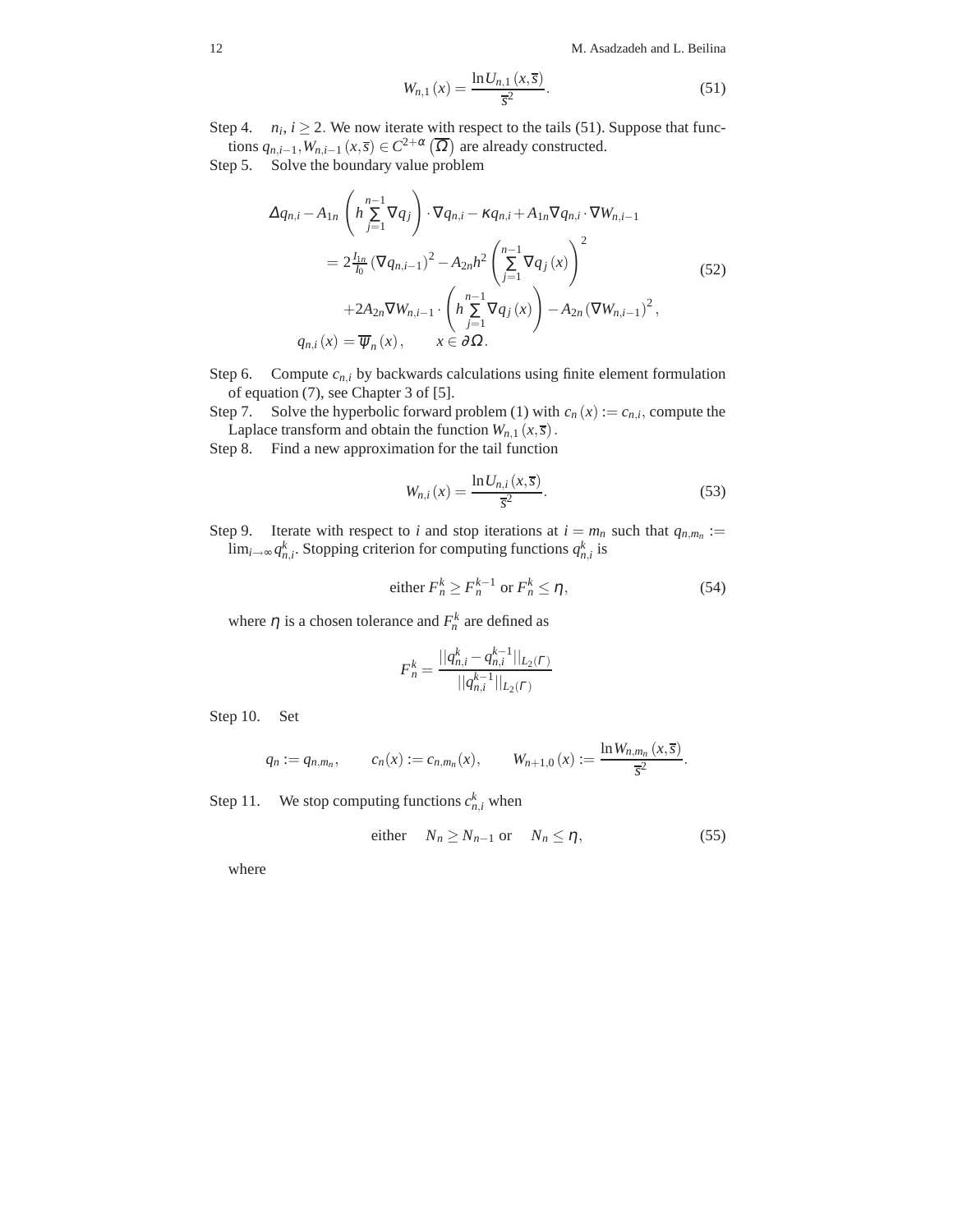$$W_{n,1}(x) = \frac{\ln U_{n,1}(x,\overline{s})}{\overline{s}^2}. \tag{51}$$

Step 4. $n_i$, $i \geq 2$. We now iterate with respect to the tails (51). Suppose that functions $q_{n,i-1}, W_{n,i-1}(x,\overline{s}) \in C^{2+\alpha}\left(\overline{\Omega}\right)$ are already constructed.

Step 5. Solve the boundary value problem

$$\begin{aligned}
\Delta q_{n,i} - A_{1n}\left(h\sum_{j=1}^{n-1}\nabla q_j\right)\cdot\nabla q_{n,i} - \kappa q_{n,i} + A_{1n}\nabla q_{n,i}\cdot\nabla W_{n,i-1} \\
= 2\tfrac{I_{1n}}{I_0}\left(\nabla q_{n,i-1}\right)^2 - A_{2n}h^2\left(\sum_{j=1}^{n-1}\nabla q_j(x)\right)^2 \\
+2A_{2n}\nabla W_{n,i-1}\cdot\left(h\sum_{j=1}^{n-1}\nabla q_j(x)\right) - A_{2n}\left(\nabla W_{n,i-1}\right)^2, \\
q_{n,i}(x) = \overline{\psi}_n(x), \qquad x \in \partial\Omega.
\end{aligned} \tag{52}$$

Step 6. Compute $c_{n,i}$ by backwards calculations using finite element formulation of equation (7), see Chapter 3 of [5].

Step 7. Solve the hyperbolic forward problem (1) with $c_n(x) := c_{n,i}$, compute the Laplace transform and obtain the function $W_{n,1}(x,\overline{s})$.

Step 8. Find a new approximation for the tail function

$$W_{n,i}(x) = \frac{\ln U_{n,i}(x,\overline{s})}{\overline{s}^2}. \tag{53}$$

Step 9. Iterate with respect to $i$ and stop iterations at $i = m_n$ such that $q_{n,m_n} := \lim_{i\to\infty} q_{n,i}^k$. Stopping criterion for computing functions $q_{n,i}^k$ is

$$\text{either } F_n^k \geq F_n^{k-1} \text{ or } F_n^k \leq \eta, \tag{54}$$

where $\eta$ is a chosen tolerance and $F_n^k$ are defined as

$$F_n^k = \frac{||q_{n,i}^k - q_{n,i}^{k-1}||_{L_2(\Gamma)}}{||q_{n,i}^{k-1}||_{L_2(\Gamma)}}$$

Step 10. Set

$$q_n := q_{n,m_n}, \qquad c_n(x) := c_{n,m_n}(x), \qquad W_{n+1,0}(x) := \frac{\ln W_{n,m_n}(x,\overline{s})}{\overline{s}^2}.$$

Step 11. We stop computing functions $c_{n,i}^k$ when

$$\text{either} \quad N_n \geq N_{n-1} \text{ or } \quad N_n \leq \eta, \tag{55}$$

where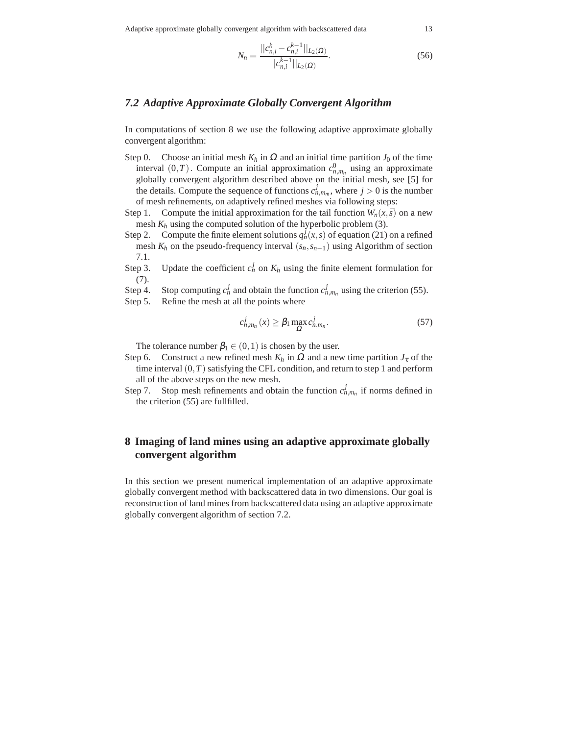$$N_n = \frac{||c_{n,i}^k - c_{n,i}^{k-1}||_{L_2(\Omega)}}{||c_{n,i}^{k-1}||_{L_2(\Omega)}}. \tag{56}$$

### 7.2 Adaptive Approximate Globally Convergent Algorithm

In computations of section 8 we use the following adaptive approximate globally convergent algorithm:

Step 0. Choose an initial mesh $K_h$ in $\Omega$ and an initial time partition $J_0$ of the time interval $(0,T)$. Compute an initial approximation $c_{n,m_n}^0$ using an approximate globally convergent algorithm described above on the initial mesh, see [5] for the details. Compute the sequence of functions $c_{n,m_m}^j$, where $j > 0$ is the number of mesh refinements, on adaptively refined meshes via following steps:

Step 1. Compute the initial approximation for the tail function $W_n(x,\bar{s})$ on a new mesh $K_h$ using the computed solution of the hyperbolic problem (3).

Step 2. Compute the finite element solutions $q_n^j(x,s)$ of equation (21) on a refined mesh $K_h$ on the pseudo-frequency interval $(s_n, s_{n-1})$ using Algorithm of section 7.1.

Step 3. Update the coefficient $c_h^j$ on $K_h$ using the finite element formulation for (7).

Step 4. Stop computing $c_n^j$ and obtain the function $c_{n,m_n}^j$ using the criterion (55).

Step 5. Refine the mesh at all the points where

$$c_{n,m_n}^j(x) \geq \beta_1 \max_{\Omega} c_{n,m_n}^j. \tag{57}$$

The tolerance number $\beta_1 \in (0,1)$ is chosen by the user.

Step 6. Construct a new refined mesh $K_h$ in $\Omega$ and a new time partition $J_\tau$ of the time interval $(0,T)$ satisfying the CFL condition, and return to step 1 and perform all of the above steps on the new mesh.

Step 7. Stop mesh refinements and obtain the function $c_{n,m_n}^j$ if norms defined in the criterion (55) are fullfilled.

## 8 Imaging of land mines using an adaptive approximate globally convergent algorithm

In this section we present numerical implementation of an adaptive approximate globally convergent method with backscattered data in two dimensions. Our goal is reconstruction of land mines from backscattered data using an adaptive approximate globally convergent algorithm of section 7.2.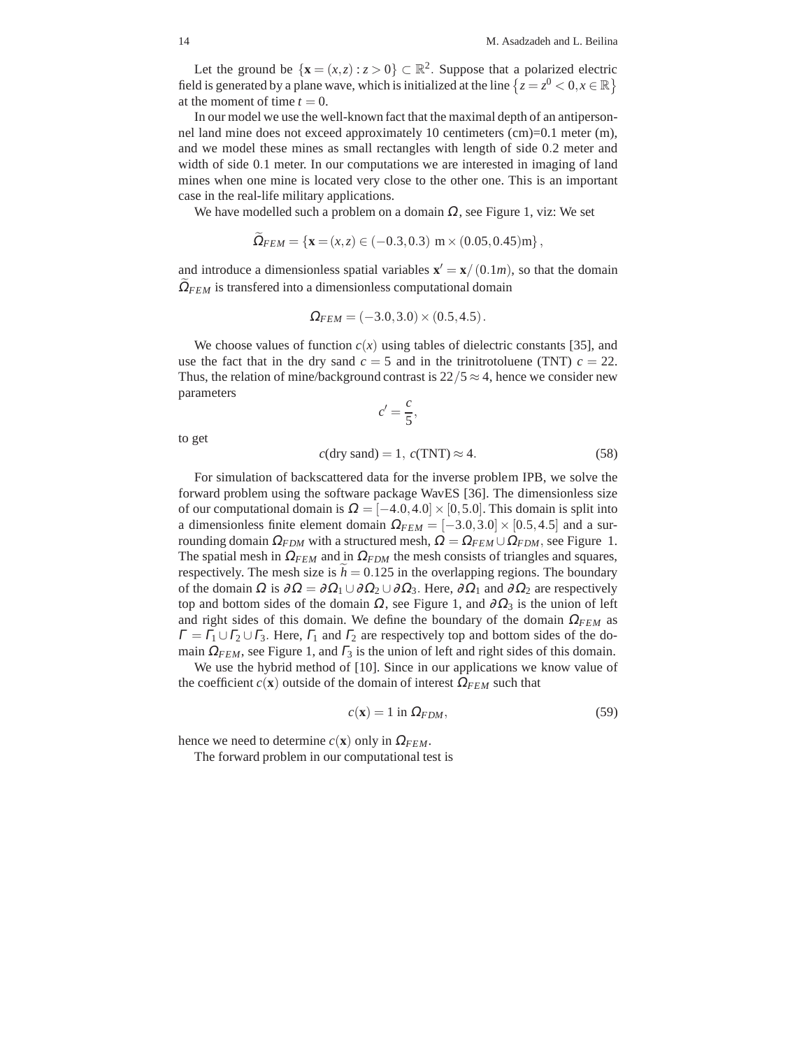Let the ground be $\{\mathbf{x} = (x,z) : z > 0\} \subset \mathbb{R}^2$. Suppose that a polarized electric field is generated by a plane wave, which is initialized at the line $\{z = z^0 < 0, x \in \mathbb{R}\}$ at the moment of time $t = 0$.

In our model we use the well-known fact that the maximal depth of an antipersonnel land mine does not exceed approximately 10 centimeters (cm)=0.1 meter (m), and we model these mines as small rectangles with length of side 0.2 meter and width of side 0.1 meter. In our computations we are interested in imaging of land mines when one mine is located very close to the other one. This is an important case in the real-life military applications.

We have modelled such a problem on a domain $\Omega$, see Figure 1, viz: We set

$$\widetilde{\Omega}_{FEM} = \{\mathbf{x} = (x,z) \in (-0.3, 0.3) \text{ m} \times (0.05, 0.45)\text{m}\},$$

and introduce a dimensionless spatial variables $\mathbf{x}' = \mathbf{x}/(0.1m)$, so that the domain $\widetilde{\Omega}_{FEM}$ is transfered into a dimensionless computational domain

$$\Omega_{FEM} = (-3.0, 3.0) \times (0.5, 4.5).$$

We choose values of function $c(x)$ using tables of dielectric constants [35], and use the fact that in the dry sand $c = 5$ and in the trinitrotoluene (TNT) $c = 22$. Thus, the relation of mine/background contrast is $22/5 \approx 4$, hence we consider new parameters

$$c' = \frac{c}{5},$$

to get

$$c(\text{dry sand}) = 1, \; c(\text{TNT}) \approx 4. \tag{58}$$

For simulation of backscattered data for the inverse problem IPB, we solve the forward problem using the software package WavES [36]. The dimensionless size of our computational domain is $\Omega = [-4.0, 4.0] \times [0, 5.0]$. This domain is split into a dimensionless finite element domain $\Omega_{FEM} = [-3.0, 3.0] \times [0.5, 4.5]$ and a surrounding domain $\Omega_{FDM}$ with a structured mesh, $\Omega = \Omega_{FEM} \cup \Omega_{FDM}$, see Figure 1. The spatial mesh in $\Omega_{FEM}$ and in $\Omega_{FDM}$ the mesh consists of triangles and squares, respectively. The mesh size is $\widetilde{h} = 0.125$ in the overlapping regions. The boundary of the domain $\Omega$ is $\partial\Omega = \partial\Omega_1 \cup \partial\Omega_2 \cup \partial\Omega_3$. Here, $\partial\Omega_1$ and $\partial\Omega_2$ are respectively top and bottom sides of the domain $\Omega$, see Figure 1, and $\partial\Omega_3$ is the union of left and right sides of this domain. We define the boundary of the domain $\Omega_{FEM}$ as $\Gamma = \Gamma_1 \cup \Gamma_2 \cup \Gamma_3$. Here, $\Gamma_1$ and $\Gamma_2$ are respectively top and bottom sides of the domain $\Omega_{FEM}$, see Figure 1, and $\Gamma_3$ is the union of left and right sides of this domain.

We use the hybrid method of [10]. Since in our applications we know value of the coefficient $c(\mathbf{x})$ outside of the domain of interest $\Omega_{FEM}$ such that

$$c(\mathbf{x}) = 1 \text{ in } \Omega_{FDM}, \tag{59}$$

hence we need to determine $c(\mathbf{x})$ only in $\Omega_{FEM}$.

The forward problem in our computational test is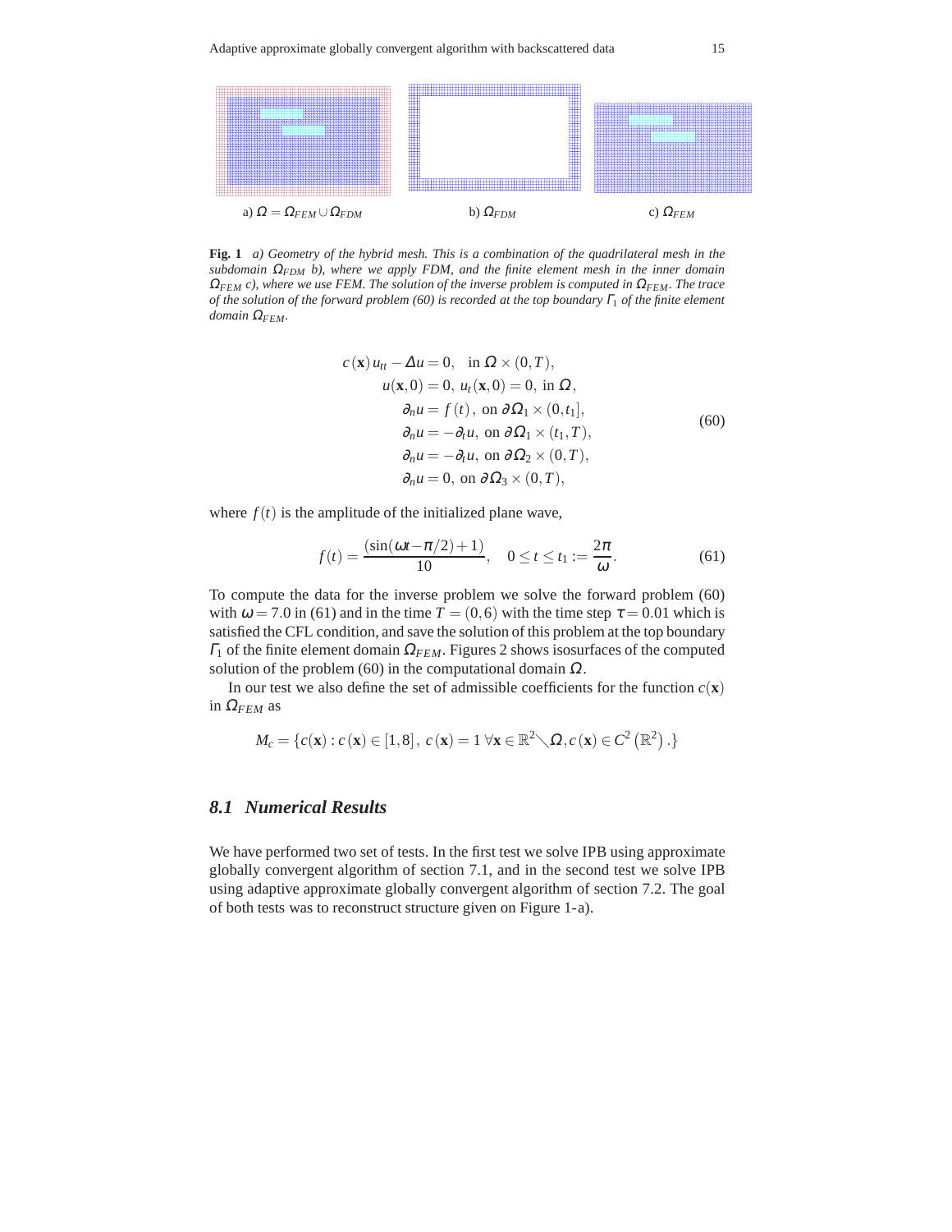a) $\Omega = \Omega_{FEM} \cup \Omega_{FDM}$ b) $\Omega_{FDM}$ c) $\Omega_{FEM}$

**Fig. 1** *a) Geometry of the hybrid mesh. This is a combination of the quadrilateral mesh in the subdomain $\Omega_{FDM}$ b), where we apply FDM, and the finite element mesh in the inner domain $\Omega_{FEM}$ c), where we use FEM. The solution of the inverse problem is computed in $\Omega_{FEM}$. The trace of the solution of the forward problem (60) is recorded at the top boundary $\Gamma_1$ of the finite element domain $\Omega_{FEM}$.*

$$
\begin{aligned}
c(\mathbf{x})\, u_{tt} - \Delta u &= 0, \quad \text{in } \Omega \times (0,T), \\
u(\mathbf{x},0) = 0,\ u_t(\mathbf{x},0) &= 0, \ \text{in } \Omega, \\
\partial_n u &= f(t), \ \text{on } \partial\Omega_1 \times (0,t_1], \\
\partial_n u &= -\partial_t u, \ \text{on } \partial\Omega_1 \times (t_1,T), \\
\partial_n u &= -\partial_t u, \ \text{on } \partial\Omega_2 \times (0,T), \\
\partial_n u &= 0, \ \text{on } \partial\Omega_3 \times (0,T),
\end{aligned}
\tag{60}
$$

where $f(t)$ is the amplitude of the initialized plane wave,

$$
f(t) = \frac{(\sin(\omega t - \pi/2) + 1)}{10}, \quad 0 \le t \le t_1 := \frac{2\pi}{\omega}. \tag{61}
$$

To compute the data for the inverse problem we solve the forward problem (60) with $\omega = 7.0$ in (61) and in the time $T = (0,6)$ with the time step $\tau = 0.01$ which is satisfied the CFL condition, and save the solution of this problem at the top boundary $\Gamma_1$ of the finite element domain $\Omega_{FEM}$. Figures 2 shows isosurfaces of the computed solution of the problem (60) in the computational domain $\Omega$.

In our test we also define the set of admissible coefficients for the function $c(\mathbf{x})$ in $\Omega_{FEM}$ as

$$
M_c = \{c(\mathbf{x}) : c(\mathbf{x}) \in [1,8],\ c(\mathbf{x}) = 1\ \forall \mathbf{x} \in \mathbb{R}^2 \diagdown \Omega, c(\mathbf{x}) \in C^2\left(\mathbb{R}^2\right).\}
$$

### 8.1 Numerical Results

We have performed two set of tests. In the first test we solve IPB using approximate globally convergent algorithm of section 7.1, and in the second test we solve IPB using adaptive approximate globally convergent algorithm of section 7.2. The goal of both tests was to reconstruct structure given on Figure 1-a).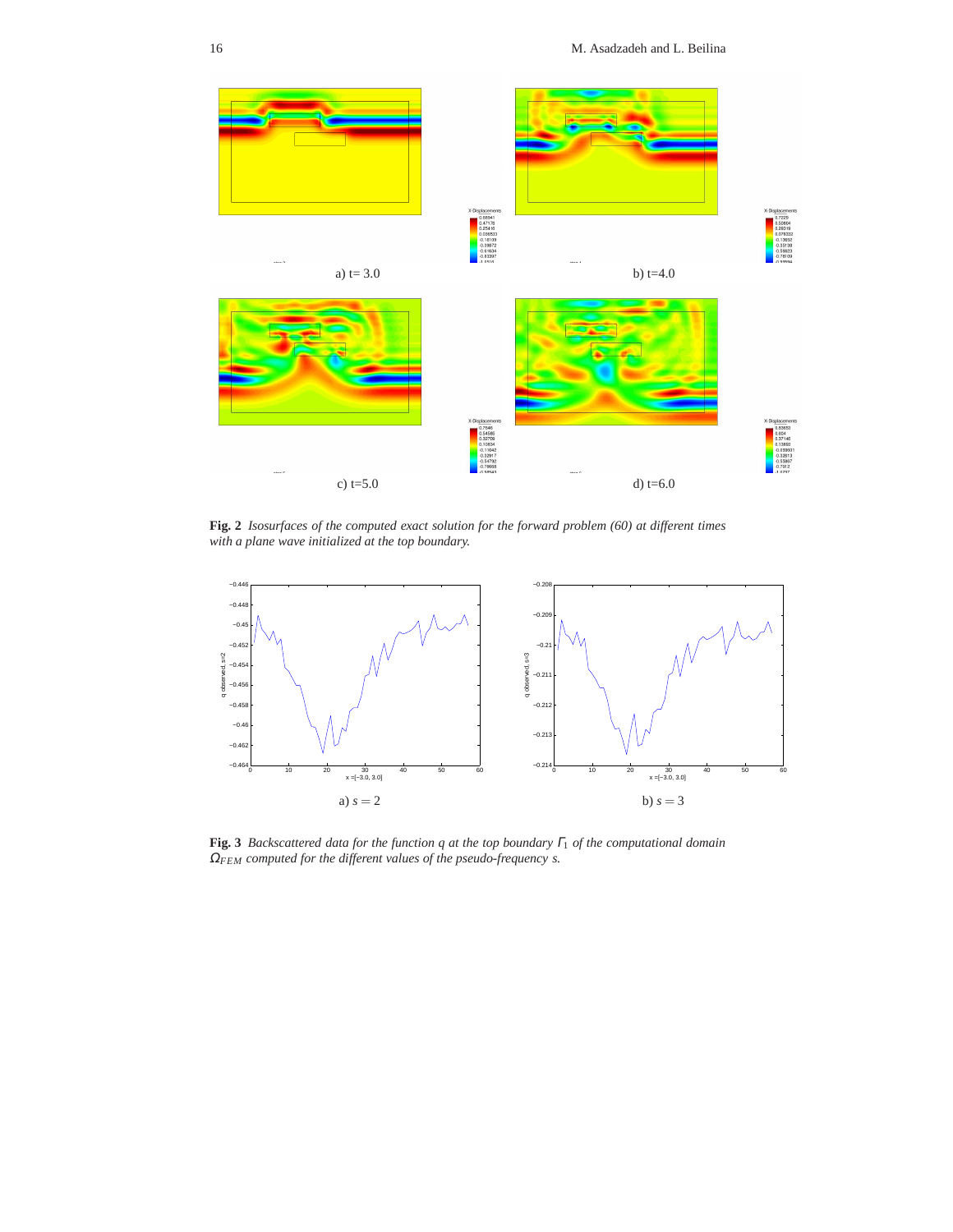a) t= 3.0

b) t=4.0

c) t=5.0

d) t=6.0

**Fig. 2** *Isosurfaces of the computed exact solution for the forward problem (60) at different times with a plane wave initialized at the top boundary.*

a) $s = 2$

b) $s = 3$

**Fig. 3** *Backscattered data for the function $q$ at the top boundary $\Gamma_1$ of the computational domain $\Omega_{FEM}$ computed for the different values of the pseudo-frequency $s$.*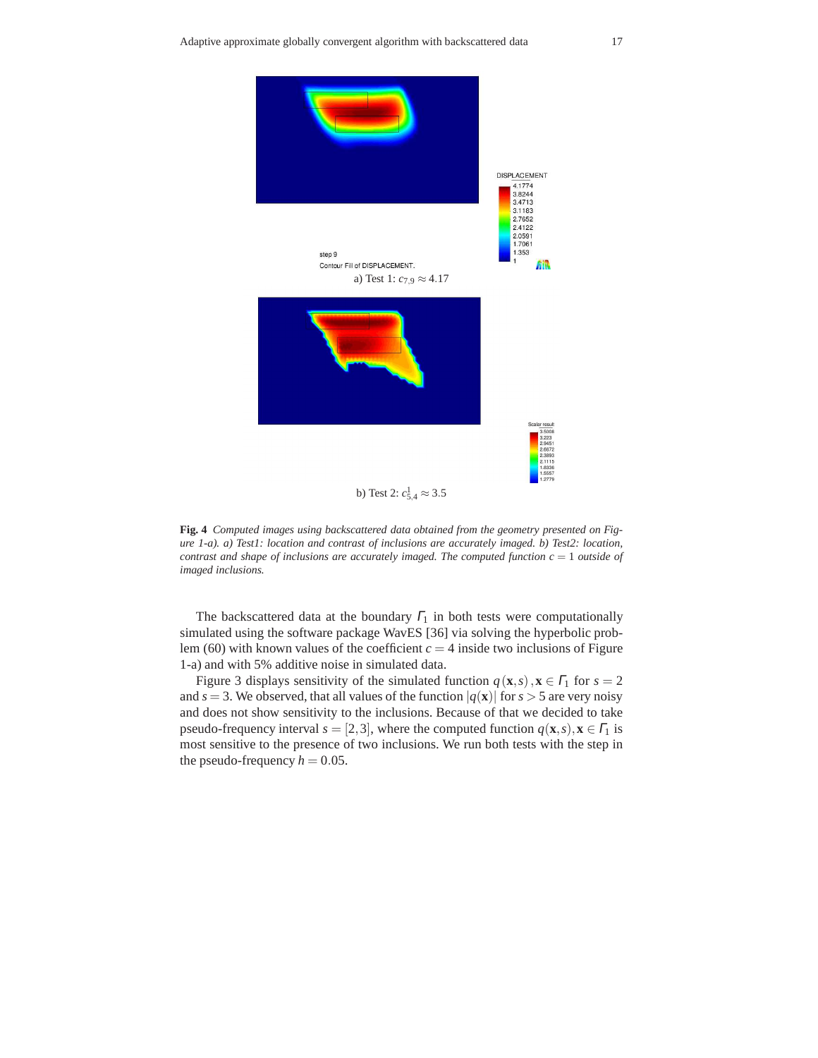a) Test 1: $c_{7,9} \approx 4.17$

b) Test 2: $c^1_{5,4} \approx 3.5$

**Fig. 4** *Computed images using backscattered data obtained from the geometry presented on Figure 1-a). a) Test1: location and contrast of inclusions are accurately imaged. b) Test2: location, contrast and shape of inclusions are accurately imaged. The computed function $c = 1$ outside of imaged inclusions.*

The backscattered data at the boundary $\Gamma_1$ in both tests were computationally simulated using the software package WavES [36] via solving the hyperbolic problem (60) with known values of the coefficient $c = 4$ inside two inclusions of Figure 1-a) and with 5% additive noise in simulated data.

Figure 3 displays sensitivity of the simulated function $q(\mathbf{x}, s), \mathbf{x} \in \Gamma_1$ for $s = 2$ and $s = 3$. We observed, that all values of the function $|q(\mathbf{x})|$ for $s > 5$ are very noisy and does not show sensitivity to the inclusions. Because of that we decided to take pseudo-frequency interval $s = [2, 3]$, where the computed function $q(\mathbf{x}, s), \mathbf{x} \in \Gamma_1$ is most sensitive to the presence of two inclusions. We run both tests with the step in the pseudo-frequency $h = 0.05$.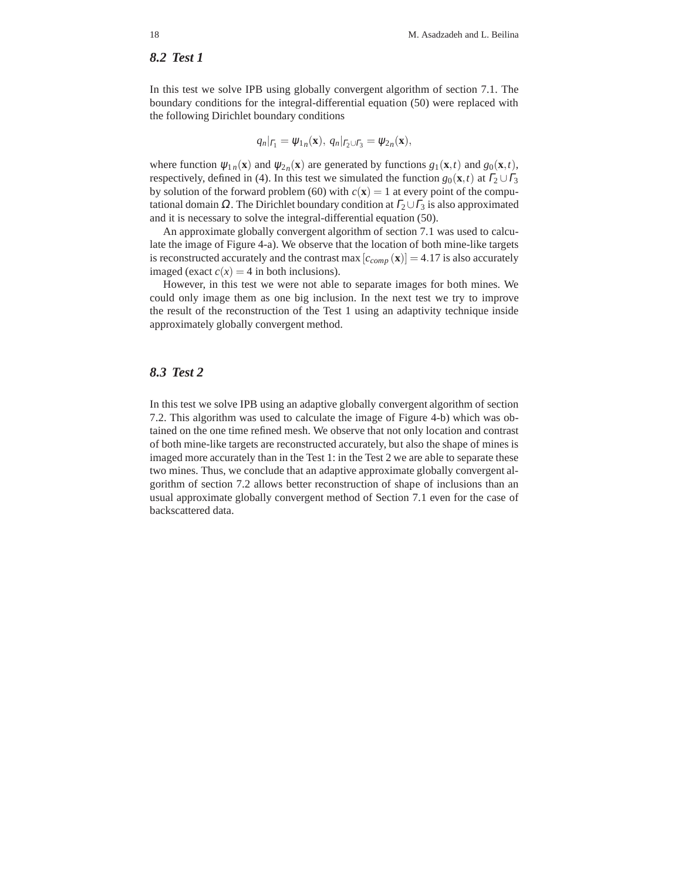### 8.2 Test 1

In this test we solve IPB using globally convergent algorithm of section 7.1. The boundary conditions for the integral-differential equation (50) were replaced with the following Dirichlet boundary conditions

$$q_n|_{\Gamma_1} = \psi_{1n}(\mathbf{x}),\ q_n|_{\Gamma_2 \cup \Gamma_3} = \psi_{2n}(\mathbf{x}),$$

where function $\psi_{1n}(\mathbf{x})$ and $\psi_{2n}(\mathbf{x})$ are generated by functions $g_1(\mathbf{x},t)$ and $g_0(\mathbf{x},t)$, respectively, defined in (4). In this test we simulated the function $g_0(\mathbf{x},t)$ at $\Gamma_2 \cup \Gamma_3$ by solution of the forward problem (60) with $c(\mathbf{x}) = 1$ at every point of the computational domain $\Omega$. The Dirichlet boundary condition at $\Gamma_2 \cup \Gamma_3$ is also approximated and it is necessary to solve the integral-differential equation (50).

An approximate globally convergent algorithm of section 7.1 was used to calculate the image of Figure 4-a). We observe that the location of both mine-like targets is reconstructed accurately and the contrast $\max\left[c_{comp}(\mathbf{x})\right] = 4.17$ is also accurately imaged (exact $c(x) = 4$ in both inclusions).

However, in this test we were not able to separate images for both mines. We could only image them as one big inclusion. In the next test we try to improve the result of the reconstruction of the Test 1 using an adaptivity technique inside approximately globally convergent method.

### 8.3 Test 2

In this test we solve IPB using an adaptive globally convergent algorithm of section 7.2. This algorithm was used to calculate the image of Figure 4-b) which was obtained on the one time refined mesh. We observe that not only location and contrast of both mine-like targets are reconstructed accurately, but also the shape of mines is imaged more accurately than in the Test 1: in the Test 2 we are able to separate these two mines. Thus, we conclude that an adaptive approximate globally convergent algorithm of section 7.2 allows better reconstruction of shape of inclusions than an usual approximate globally convergent method of Section 7.1 even for the case of backscattered data.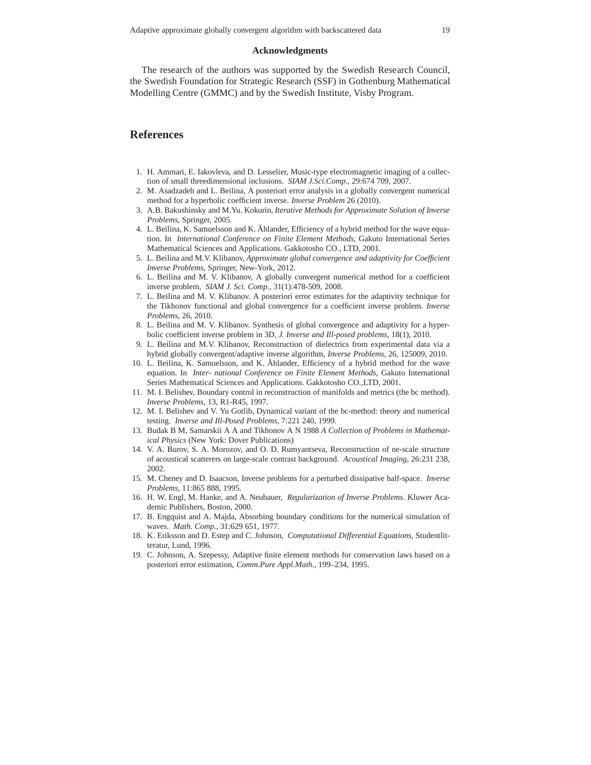### Acknowledgments

The research of the authors was supported by the Swedish Research Council, the Swedish Foundation for Strategic Research (SSF) in Gothenburg Mathematical Modelling Centre (GMMC) and by the Swedish Institute, Visby Program.

## References

1. H. Ammari, E. Iakovleva, and D. Lesselier, Music-type electromagnetic imaging of a collection of small threedimensional inclusions. *SIAM J.Sci.Comp.*, 29:674 709, 2007.
2. M. Asadzadeh and L. Beilina, A posteriori error analysis in a globally convergent numerical method for a hyperbolic coefficient inverse. *Inverse Problem* 26 (2010).
3. A.B. Bakushinsky and M.Yu. Kokurin, *Iterative Methods for Approximate Solution of Inverse Problems*, Springer, 2005.
4. L. Beilina, K. Samuelsson and K. Åhlander, Efficiency of a hybrid method for the wave equation. In *International Conference on Finite Element Methods*, Gakuto International Series Mathematical Sciences and Applications. Gakkotosho CO., LTD, 2001.
5. L. Beilina and M.V. Klibanov, *Approximate global convergence and adaptivity for Coefficient Inverse Problems*, Springer, New-York, 2012.
6. L. Beilina and M. V. Klibanov, A globally convergent numerical method for a coefficient inverse problem, *SIAM J. Sci. Comp.*, 31(1):478-509, 2008.
7. L. Beilina and M. V. Klibanov. A posteriori error estimates for the adaptivity technique for the Tikhonov functional and global convergence for a coefficient inverse problem. *Inverse Problems*, 26, 2010.
8. L. Beilina and M. V. Klibanov. Synthesis of global convergence and adaptivity for a hyperbolic coefficient inverse problem in 3D, *J. Inverse and Ill-posed problems*, 18(1), 2010.
9. L. Beilina and M.V. Klibanov, Reconstruction of dielectrics from experimental data via a hybrid globally convergent/adaptive inverse algorithm, *Inverse Problems*, 26, 125009, 2010.
10. L. Beilina, K. Samuelsson, and K. Åhlander, Efficiency of a hybrid method for the wave equation. In *Inter- national Conference on Finite Element Methods*, Gakuto International Series Mathematical Sciences and Applications. Gakkotosho CO.,LTD, 2001.
11. M. I. Belishev, Boundary control in reconstruction of manifolds and metrics (the bc method). *Inverse Problems*, 13, R1-R45, 1997.
12. M. I. Belishev and V. Yu Gotlib, Dynamical variant of the bc-method: theory and numerical testing. *Inverse and Ill-Posed Problems*, 7:221 240, 1999.
13. Budak B M, Samarskii A A and Tikhonov A N 1988 *A Collection of Problems in Mathematical Physics* (New York: Dover Publications)
14. V. A. Burov, S. A. Morozov, and O. D. Rumyantseva, Reconstruction of ne-scale structure of acoustical scatterers on large-scale contrast background. *Acoustical Imaging*, 26:231 238, 2002.
15. M. Cheney and D. Isaacson, Inverse problems for a perturbed dissipative half-space. *Inverse Problems*, 11:865 888, 1995.
16. H. W. Engl, M. Hanke, and A. Neubauer, *Regularization of Inverse Problems*. Kluwer Academic Publishers, Boston, 2000.
17. B. Engquist and A. Majda, Absorbing boundary conditions for the numerical simulation of waves. *Math. Comp.*, 31:629 651, 1977.
18. K. Eriksson and D. Estep and C. Johnson, *Computational Differential Equations*, Studentlitteratur, Lund, 1996.
19. C. Johnson, A. Szepessy, Adaptive finite element methods for conservation laws based on a posteriori error estimation, *Comm.Pure Appl.Math.*, 199–234, 1995.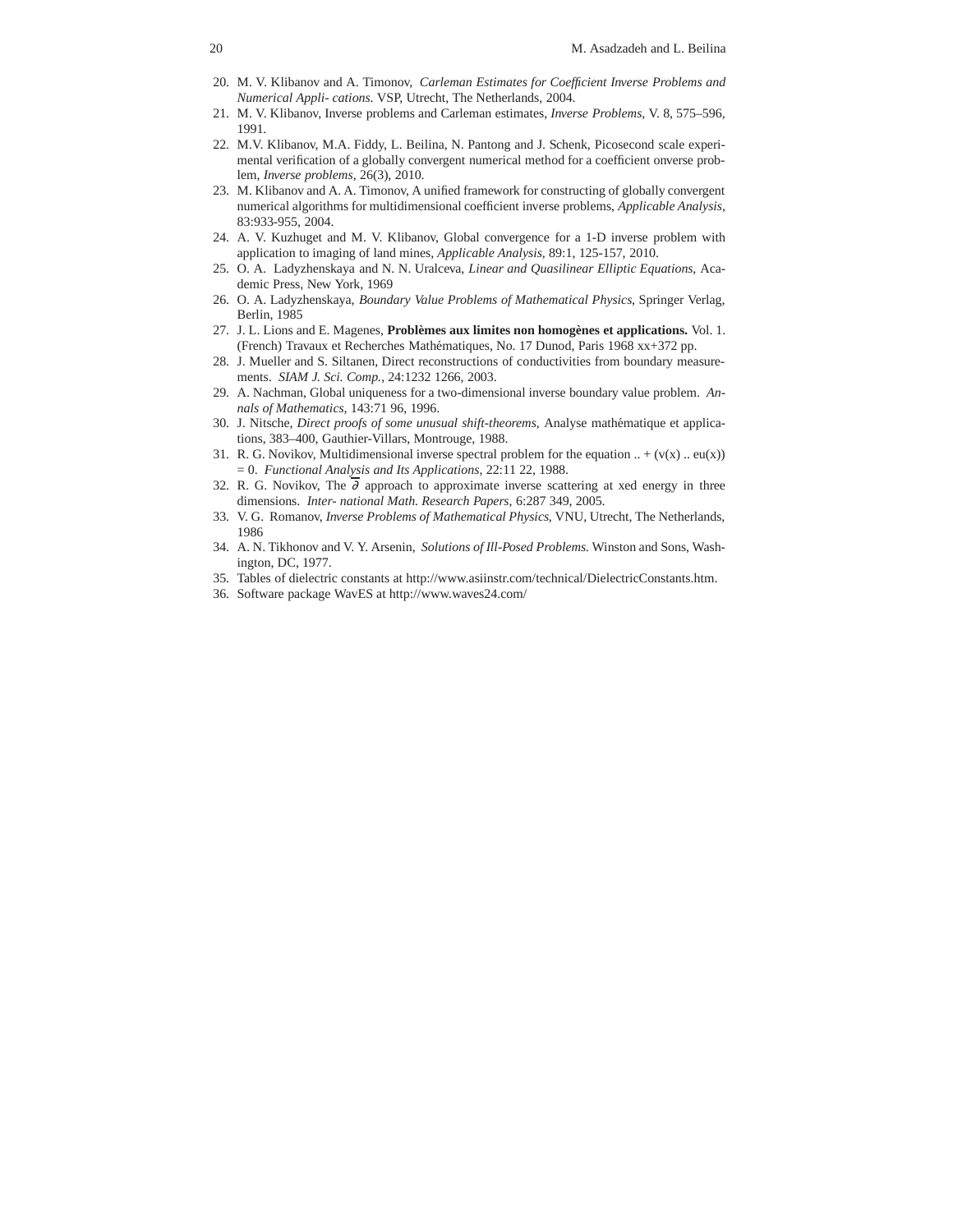20. M. V. Klibanov and A. Timonov, *Carleman Estimates for Coefficient Inverse Problems and Numerical Appli- cations*. VSP, Utrecht, The Netherlands, 2004.
21. M. V. Klibanov, Inverse problems and Carleman estimates, *Inverse Problems*, V. 8, 575–596, 1991.
22. M.V. Klibanov, M.A. Fiddy, L. Beilina, N. Pantong and J. Schenk, Picosecond scale experimental verification of a globally convergent numerical method for a coefficient onverse problem, *Inverse problems*, 26(3), 2010.
23. M. Klibanov and A. A. Timonov, A unified framework for constructing of globally convergent numerical algorithms for multidimensional coefficient inverse problems, *Applicable Analysis*, 83:933-955, 2004.
24. A. V. Kuzhuget and M. V. Klibanov, Global convergence for a 1-D inverse problem with application to imaging of land mines, *Applicable Analysis*, 89:1, 125-157, 2010.
25. O. A. Ladyzhenskaya and N. N. Uralceva, *Linear and Quasilinear Elliptic Equations*, Academic Press, New York, 1969
26. O. A. Ladyzhenskaya, *Boundary Value Problems of Mathematical Physics*, Springer Verlag, Berlin, 1985
27. J. L. Lions and E. Magenes, **Problèmes aux limites non homogènes et applications.** Vol. 1. (French) Travaux et Recherches Mathématiques, No. 17 Dunod, Paris 1968 xx+372 pp.
28. J. Mueller and S. Siltanen, Direct reconstructions of conductivities from boundary measurements. *SIAM J. Sci. Comp.*, 24:1232 1266, 2003.
29. A. Nachman, Global uniqueness for a two-dimensional inverse boundary value problem. *Annals of Mathematics*, 143:71 96, 1996.
30. J. Nitsche, *Direct proofs of some unusual shift-theorems*, Analyse mathématique et applications, 383–400, Gauthier-Villars, Montrouge, 1988.
31. R. G. Novikov, Multidimensional inverse spectral problem for the equation .. + (v(x) .. eu(x)) = 0. *Functional Analysis and Its Applications*, 22:11 22, 1988.
32. R. G. Novikov, The $\overline{\partial}$ approach to approximate inverse scattering at xed energy in three dimensions. *Inter- national Math. Research Papers*, 6:287 349, 2005.
33. V. G. Romanov, *Inverse Problems of Mathematical Physics*, VNU, Utrecht, The Netherlands, 1986
34. A. N. Tikhonov and V. Y. Arsenin, *Solutions of Ill-Posed Problems*. Winston and Sons, Washington, DC, 1977.
35. Tables of dielectric constants at http://www.asiinstr.com/technical/DielectricConstants.htm.
36. Software package WavES at http://www.waves24.com/